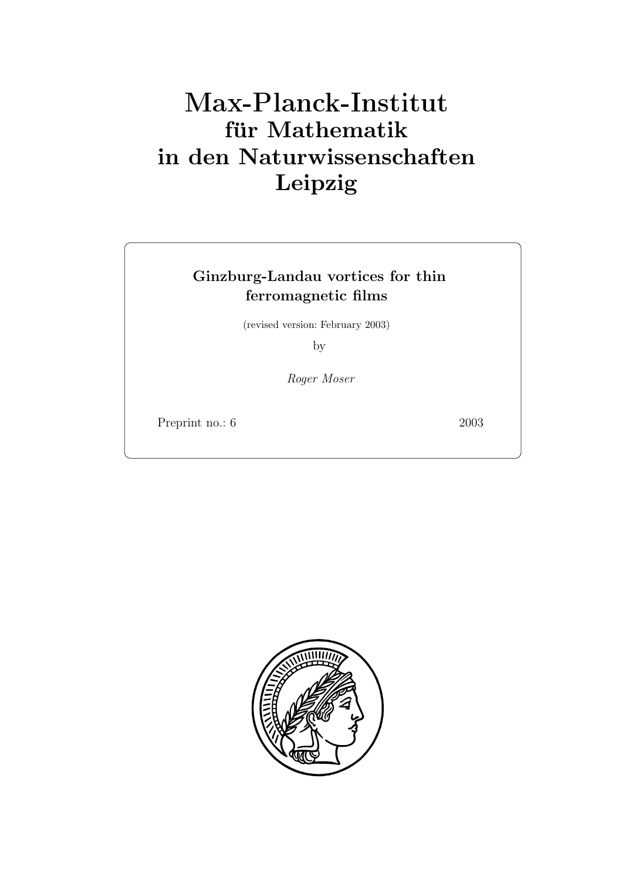# Max-Planck-Institut
## für Mathematik
## in den Naturwissenschaften
## Leipzig

**Ginzburg-Landau vortices for thin ferromagnetic films**

(revised version: February 2003)

by

*Roger Moser*

Preprint no.: 6 2003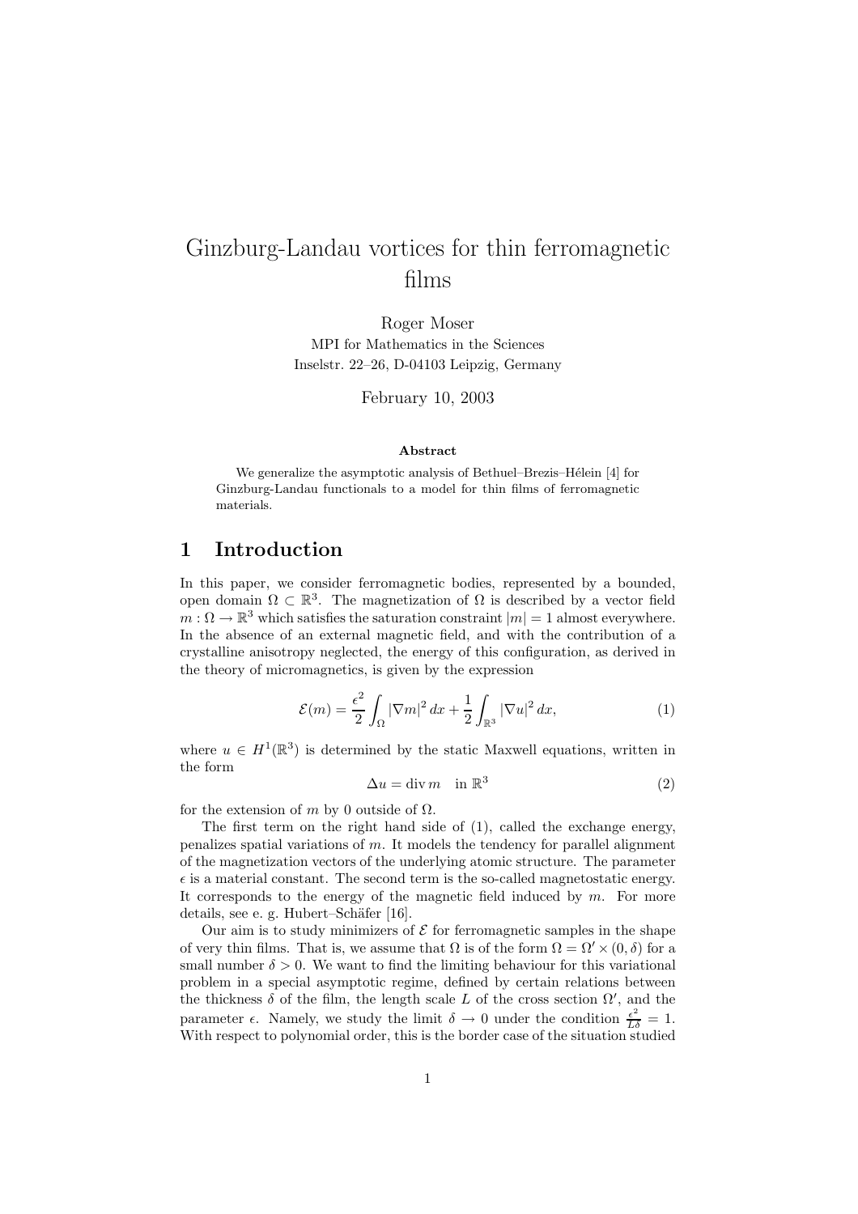# Ginzburg-Landau vortices for thin ferromagnetic films

Roger Moser
MPI for Mathematics in the Sciences
Inselstr. 22–26, D-04103 Leipzig, Germany

February 10, 2003

**Abstract**

We generalize the asymptotic analysis of Bethuel–Brezis–Hélein [4] for Ginzburg-Landau functionals to a model for thin films of ferromagnetic materials.

## 1 Introduction

In this paper, we consider ferromagnetic bodies, represented by a bounded, open domain $\Omega \subset \mathbb{R}^3$. The magnetization of $\Omega$ is described by a vector field $m : \Omega \to \mathbb{R}^3$ which satisfies the saturation constraint $|m| = 1$ almost everywhere. In the absence of an external magnetic field, and with the contribution of a crystalline anisotropy neglected, the energy of this configuration, as derived in the theory of micromagnetics, is given by the expression

$$\mathcal{E}(m) = \frac{\epsilon^2}{2} \int_\Omega |\nabla m|^2 \, dx + \frac{1}{2} \int_{\mathbb{R}^3} |\nabla u|^2 \, dx, \tag{1}$$

where $u \in H^1(\mathbb{R}^3)$ is determined by the static Maxwell equations, written in the form

$$\Delta u = \operatorname{div} m \quad \text{in } \mathbb{R}^3 \tag{2}$$

for the extension of $m$ by 0 outside of $\Omega$.

The first term on the right hand side of (1), called the exchange energy, penalizes spatial variations of $m$. It models the tendency for parallel alignment of the magnetization vectors of the underlying atomic structure. The parameter $\epsilon$ is a material constant. The second term is the so-called magnetostatic energy. It corresponds to the energy of the magnetic field induced by $m$. For more details, see e. g. Hubert–Schäfer [16].

Our aim is to study minimizers of $\mathcal{E}$ for ferromagnetic samples in the shape of very thin films. That is, we assume that $\Omega$ is of the form $\Omega = \Omega' \times (0, \delta)$ for a small number $\delta > 0$. We want to find the limiting behaviour for this variational problem in a special asymptotic regime, defined by certain relations between the thickness $\delta$ of the film, the length scale $L$ of the cross section $\Omega'$, and the parameter $\epsilon$. Namely, we study the limit $\delta \to 0$ under the condition $\frac{\epsilon^2}{L\delta} = 1$. With respect to polynomial order, this is the border case of the situation studied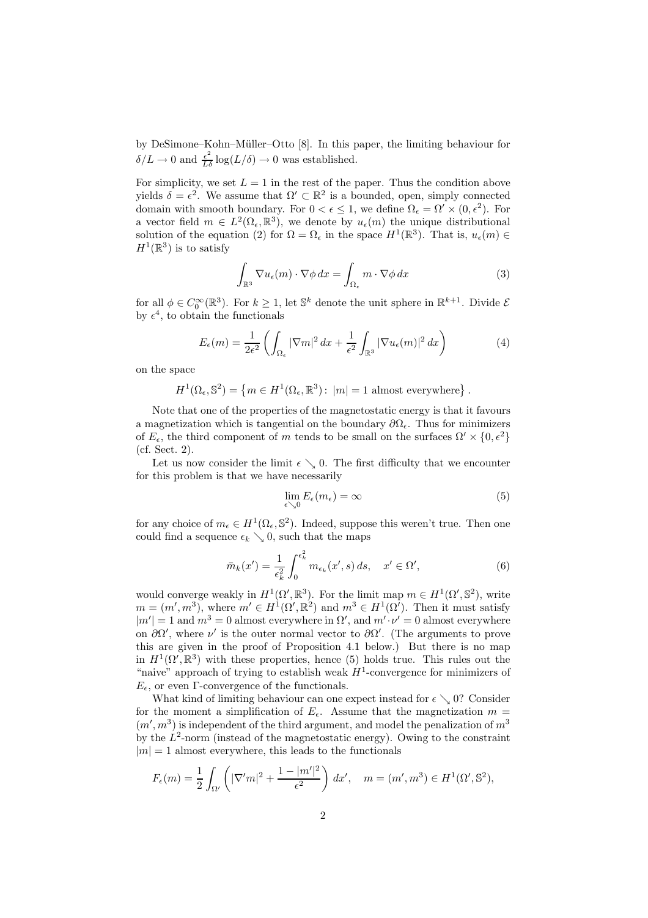by DeSimone–Kohn–Müller–Otto [8]. In this paper, the limiting behaviour for $\delta/L \to 0$ and $\frac{\epsilon^2}{L\delta}\log(L/\delta) \to 0$ was established.

For simplicity, we set $L = 1$ in the rest of the paper. Thus the condition above yields $\delta = \epsilon^2$. We assume that $\Omega' \subset \mathbb{R}^2$ is a bounded, open, simply connected domain with smooth boundary. For $0 < \epsilon \leq 1$, we define $\Omega_\epsilon = \Omega' \times (0, \epsilon^2)$. For a vector field $m \in L^2(\Omega_\epsilon, \mathbb{R}^3)$, we denote by $u_\epsilon(m)$ the unique distributional solution of the equation (2) for $\Omega = \Omega_\epsilon$ in the space $H^1(\mathbb{R}^3)$. That is, $u_\epsilon(m) \in H^1(\mathbb{R}^3)$ is to satisfy

$$\int_{\mathbb{R}^3} \nabla u_\epsilon(m) \cdot \nabla \phi \, dx = \int_{\Omega_\epsilon} m \cdot \nabla \phi \, dx \tag{3}$$

for all $\phi \in C_0^\infty(\mathbb{R}^3)$. For $k \geq 1$, let $\mathbb{S}^k$ denote the unit sphere in $\mathbb{R}^{k+1}$. Divide $\mathcal{E}$ by $\epsilon^4$, to obtain the functionals

$$E_\epsilon(m) = \frac{1}{2\epsilon^2} \left( \int_{\Omega_\epsilon} |\nabla m|^2 \, dx + \frac{1}{\epsilon^2} \int_{\mathbb{R}^3} |\nabla u_\epsilon(m)|^2 \, dx \right) \tag{4}$$

on the space

$$H^1(\Omega_\epsilon, \mathbb{S}^2) = \left\{ m \in H^1(\Omega_\epsilon, \mathbb{R}^3) \colon \, |m| = 1 \text{ almost everywhere} \right\}.$$

Note that one of the properties of the magnetostatic energy is that it favours a magnetization which is tangential on the boundary $\partial\Omega_\epsilon$. Thus for minimizers of $E_\epsilon$, the third component of $m$ tends to be small on the surfaces $\Omega' \times \{0, \epsilon^2\}$ (cf. Sect. 2).

Let us now consider the limit $\epsilon \searrow 0$. The first difficulty that we encounter for this problem is that we have necessarily

$$\lim_{\epsilon \searrow 0} E_\epsilon(m_\epsilon) = \infty \tag{5}$$

for any choice of $m_\epsilon \in H^1(\Omega_\epsilon, \mathbb{S}^2)$. Indeed, suppose this weren't true. Then one could find a sequence $\epsilon_k \searrow 0$, such that the maps

$$\bar{m}_k(x') = \frac{1}{\epsilon_k^2} \int_0^{\epsilon_k^2} m_{\epsilon_k}(x', s) \, ds, \quad x' \in \Omega', \tag{6}$$

would converge weakly in $H^1(\Omega', \mathbb{R}^3)$. For the limit map $m \in H^1(\Omega', \mathbb{S}^2)$, write $m = (m', m^3)$, where $m' \in H^1(\Omega', \mathbb{R}^2)$ and $m^3 \in H^1(\Omega')$. Then it must satisfy $|m'| = 1$ and $m^3 = 0$ almost everywhere in $\Omega'$, and $m' \cdot \nu' = 0$ almost everywhere on $\partial\Omega'$, where $\nu'$ is the outer normal vector to $\partial\Omega'$. (The arguments to prove this are given in the proof of Proposition 4.1 below.) But there is no map in $H^1(\Omega', \mathbb{R}^3)$ with these properties, hence (5) holds true. This rules out the "naive" approach of trying to establish weak $H^1$-convergence for minimizers of $E_\epsilon$, or even Γ-convergence of the functionals.

What kind of limiting behaviour can one expect instead for $\epsilon \searrow 0$? Consider for the moment a simplification of $E_\epsilon$. Assume that the magnetization $m = (m', m^3)$ is independent of the third argument, and model the penalization of $m^3$ by the $L^2$-norm (instead of the magnetostatic energy). Owing to the constraint $|m| = 1$ almost everywhere, this leads to the functionals

$$F_\epsilon(m) = \frac{1}{2} \int_{\Omega'} \left( |\nabla' m|^2 + \frac{1 - |m'|^2}{\epsilon^2} \right) dx', \quad m = (m', m^3) \in H^1(\Omega', \mathbb{S}^2),$$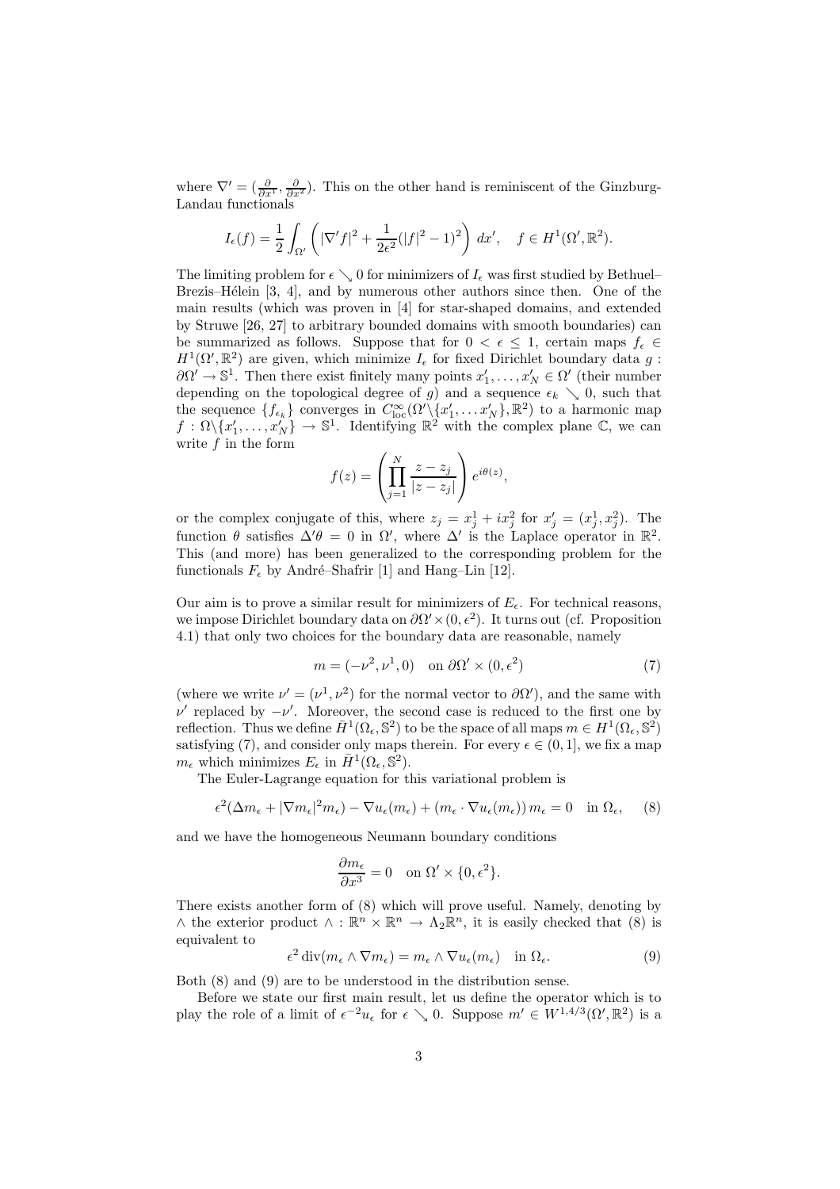where $\nabla' = (\frac{\partial}{\partial x^1}, \frac{\partial}{\partial x^2})$. This on the other hand is reminiscent of the Ginzburg-Landau functionals

$$I_\epsilon(f) = \frac{1}{2} \int_{\Omega'} \left( |\nabla' f|^2 + \frac{1}{2\epsilon^2}(|f|^2 - 1)^2 \right) dx', \quad f \in H^1(\Omega', \mathbb{R}^2).$$

The limiting problem for $\epsilon \searrow 0$ for minimizers of $I_\epsilon$ was first studied by Bethuel–Brezis–Hélein [3, 4], and by numerous other authors since then. One of the main results (which was proven in [4] for star-shaped domains, and extended by Struwe [26, 27] to arbitrary bounded domains with smooth boundaries) can be summarized as follows. Suppose that for $0 < \epsilon \leq 1$, certain maps $f_\epsilon \in H^1(\Omega', \mathbb{R}^2)$ are given, which minimize $I_\epsilon$ for fixed Dirichlet boundary data $g : \partial\Omega' \to \mathbb{S}^1$. Then there exist finitely many points $x'_1, \ldots, x'_N \in \Omega'$ (their number depending on the topological degree of $g$) and a sequence $\epsilon_k \searrow 0$, such that the sequence $\{f_{\epsilon_k}\}$ converges in $C^\infty_{\mathrm{loc}}(\Omega' \backslash \{x'_1, \ldots x'_N\}, \mathbb{R}^2)$ to a harmonic map $f : \Omega \backslash \{x'_1, \ldots, x'_N\} \to \mathbb{S}^1$. Identifying $\mathbb{R}^2$ with the complex plane $\mathbb{C}$, we can write $f$ in the form

$$f(z) = \left( \prod_{j=1}^N \frac{z - z_j}{|z - z_j|} \right) e^{i\theta(z)},$$

or the complex conjugate of this, where $z_j = x_j^1 + i x_j^2$ for $x'_j = (x_j^1, x_j^2)$. The function $\theta$ satisfies $\Delta'\theta = 0$ in $\Omega'$, where $\Delta'$ is the Laplace operator in $\mathbb{R}^2$. This (and more) has been generalized to the corresponding problem for the functionals $F_\epsilon$ by André–Shafrir [1] and Hang–Lin [12].

Our aim is to prove a similar result for minimizers of $E_\epsilon$. For technical reasons, we impose Dirichlet boundary data on $\partial\Omega' \times (0, \epsilon^2)$. It turns out (cf. Proposition 4.1) that only two choices for the boundary data are reasonable, namely

$$m = (-\nu^2, \nu^1, 0) \quad \text{on } \partial\Omega' \times (0, \epsilon^2) \tag{7}$$

(where we write $\nu' = (\nu^1, \nu^2)$ for the normal vector to $\partial\Omega'$), and the same with $\nu'$ replaced by $-\nu'$. Moreover, the second case is reduced to the first one by reflection. Thus we define $\bar{H}^1(\Omega_\epsilon, \mathbb{S}^2)$ to be the space of all maps $m \in H^1(\Omega_\epsilon, \mathbb{S}^2)$ satisfying (7), and consider only maps therein. For every $\epsilon \in (0, 1]$, we fix a map $m_\epsilon$ which minimizes $E_\epsilon$ in $\bar{H}^1(\Omega_\epsilon, \mathbb{S}^2)$.

The Euler-Lagrange equation for this variational problem is

$$\epsilon^2(\Delta m_\epsilon + |\nabla m_\epsilon|^2 m_\epsilon) - \nabla u_\epsilon(m_\epsilon) + (m_\epsilon \cdot \nabla u_\epsilon(m_\epsilon))\, m_\epsilon = 0 \quad \text{in } \Omega_\epsilon, \tag{8}$$

and we have the homogeneous Neumann boundary conditions

$$\frac{\partial m_\epsilon}{\partial x^3} = 0 \quad \text{on } \Omega' \times \{0, \epsilon^2\}.$$

There exists another form of (8) which will prove useful. Namely, denoting by $\wedge$ the exterior product $\wedge : \mathbb{R}^n \times \mathbb{R}^n \to \Lambda_2 \mathbb{R}^n$, it is easily checked that (8) is equivalent to

$$\epsilon^2 \operatorname{div}(m_\epsilon \wedge \nabla m_\epsilon) = m_\epsilon \wedge \nabla u_\epsilon(m_\epsilon) \quad \text{in } \Omega_\epsilon. \tag{9}$$

Both (8) and (9) are to be understood in the distribution sense.

Before we state our first main result, let us define the operator which is to play the role of a limit of $\epsilon^{-2} u_\epsilon$ for $\epsilon \searrow 0$. Suppose $m' \in W^{1,4/3}(\Omega', \mathbb{R}^2)$ is a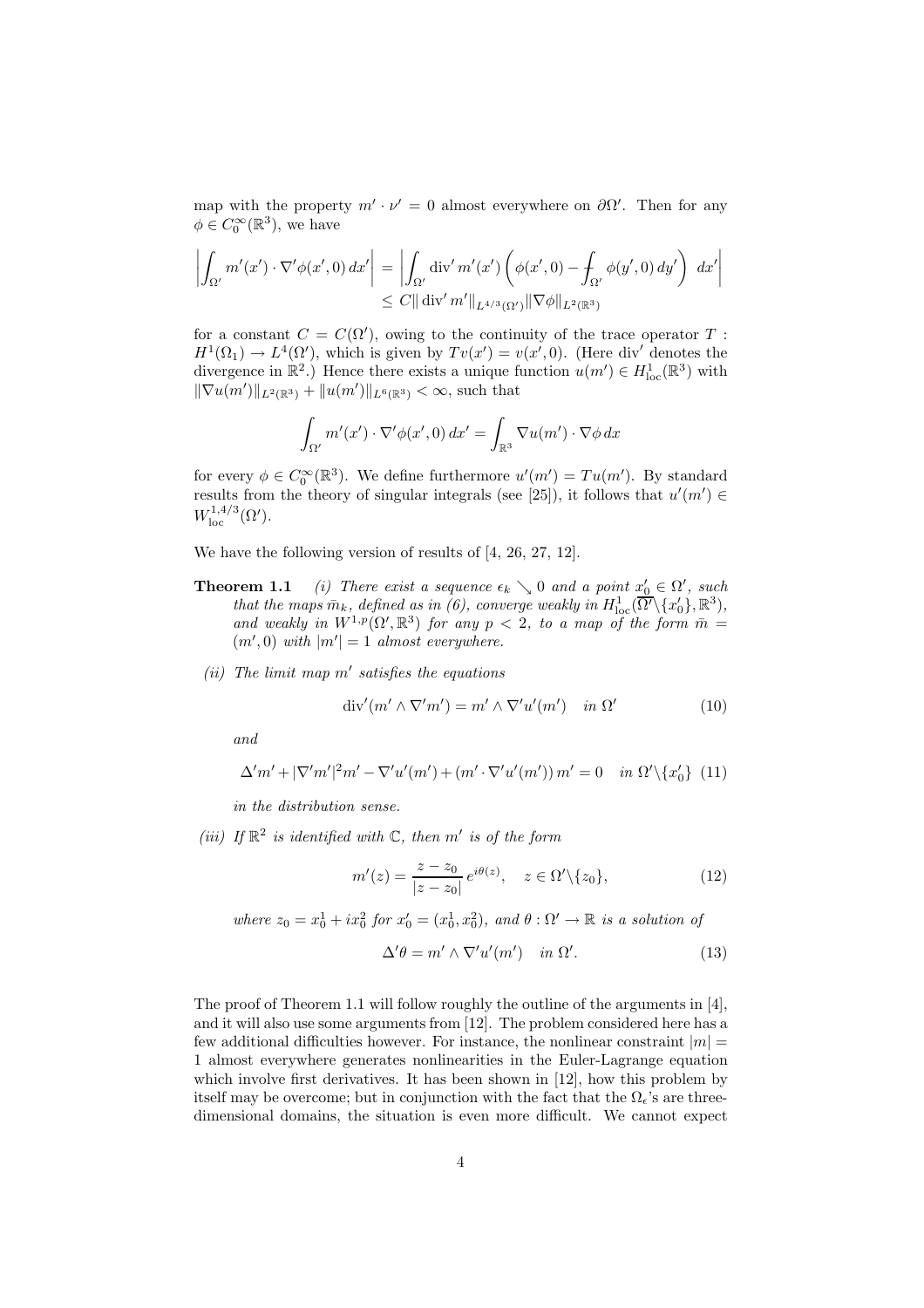map with the property $m' \cdot \nu' = 0$ almost everywhere on $\partial\Omega'$. Then for any $\phi \in C_0^\infty(\mathbb{R}^3)$, we have

$$\left| \int_{\Omega'} m'(x') \cdot \nabla' \phi(x', 0)\, dx' \right| = \left| \int_{\Omega'} \operatorname{div}' m'(x') \left( \phi(x', 0) - \fint_{\Omega'} \phi(y', 0)\, dy' \right) \, dx' \right| \\ \leq C \| \operatorname{div}' m' \|_{L^{4/3}(\Omega')} \| \nabla \phi \|_{L^2(\mathbb{R}^3)}$$

for a constant $C = C(\Omega')$, owing to the continuity of the trace operator $T : H^1(\Omega_1) \to L^4(\Omega')$, which is given by $Tv(x') = v(x', 0)$. (Here $\operatorname{div}'$ denotes the divergence in $\mathbb{R}^2$.) Hence there exists a unique function $u(m') \in H^1_{\mathrm{loc}}(\mathbb{R}^3)$ with $\|\nabla u(m')\|_{L^2(\mathbb{R}^3)} + \|u(m')\|_{L^6(\mathbb{R}^3)} < \infty$, such that

$$\int_{\Omega'} m'(x') \cdot \nabla' \phi(x', 0)\, dx' = \int_{\mathbb{R}^3} \nabla u(m') \cdot \nabla \phi \, dx$$

for every $\phi \in C_0^\infty(\mathbb{R}^3)$. We define furthermore $u'(m') = Tu(m')$. By standard results from the theory of singular integrals (see [25]), it follows that $u'(m') \in W^{1,4/3}_{\mathrm{loc}}(\Omega')$.

We have the following version of results of [4, 26, 27, 12].

**Theorem 1.1** *(i) There exist a sequence $\epsilon_k \searrow 0$ and a point $x_0' \in \Omega'$, such that the maps $\bar{m}_k$, defined as in (6), converge weakly in $H^1_{\mathrm{loc}}(\overline{\Omega'} \backslash \{x_0'\}, \mathbb{R}^3)$, and weakly in $W^{1,p}(\Omega', \mathbb{R}^3)$ for any $p < 2$, to a map of the form $\bar{m} = (m', 0)$ with $|m'| = 1$ almost everywhere.*

*(ii) The limit map $m'$ satisfies the equations*

$$\operatorname{div}'(m' \wedge \nabla' m') = m' \wedge \nabla' u'(m') \quad \text{in } \Omega' \tag{10}$$

*and*

$$\Delta' m' + |\nabla' m'|^2 m' - \nabla' u'(m') + (m' \cdot \nabla' u'(m'))\, m' = 0 \quad \text{in } \Omega' \backslash \{x_0'\} \tag{11}$$

*in the distribution sense.*

*(iii) If $\mathbb{R}^2$ is identified with $\mathbb{C}$, then $m'$ is of the form*

$$m'(z) = \frac{z - z_0}{|z - z_0|}\, e^{i\theta(z)}, \quad z \in \Omega' \backslash \{z_0\}, \tag{12}$$

*where $z_0 = x_0^1 + i x_0^2$ for $x_0' = (x_0^1, x_0^2)$, and $\theta : \Omega' \to \mathbb{R}$ is a solution of*

$$\Delta' \theta = m' \wedge \nabla' u'(m') \quad \text{in } \Omega'. \tag{13}$$

The proof of Theorem 1.1 will follow roughly the outline of the arguments in [4], and it will also use some arguments from [12]. The problem considered here has a few additional difficulties however. For instance, the nonlinear constraint $|m| = 1$ almost everywhere generates nonlinearities in the Euler-Lagrange equation which involve first derivatives. It has been shown in [12], how this problem by itself may be overcome; but in conjunction with the fact that the $\Omega_\epsilon$'s are three-dimensional domains, the situation is even more difficult. We cannot expect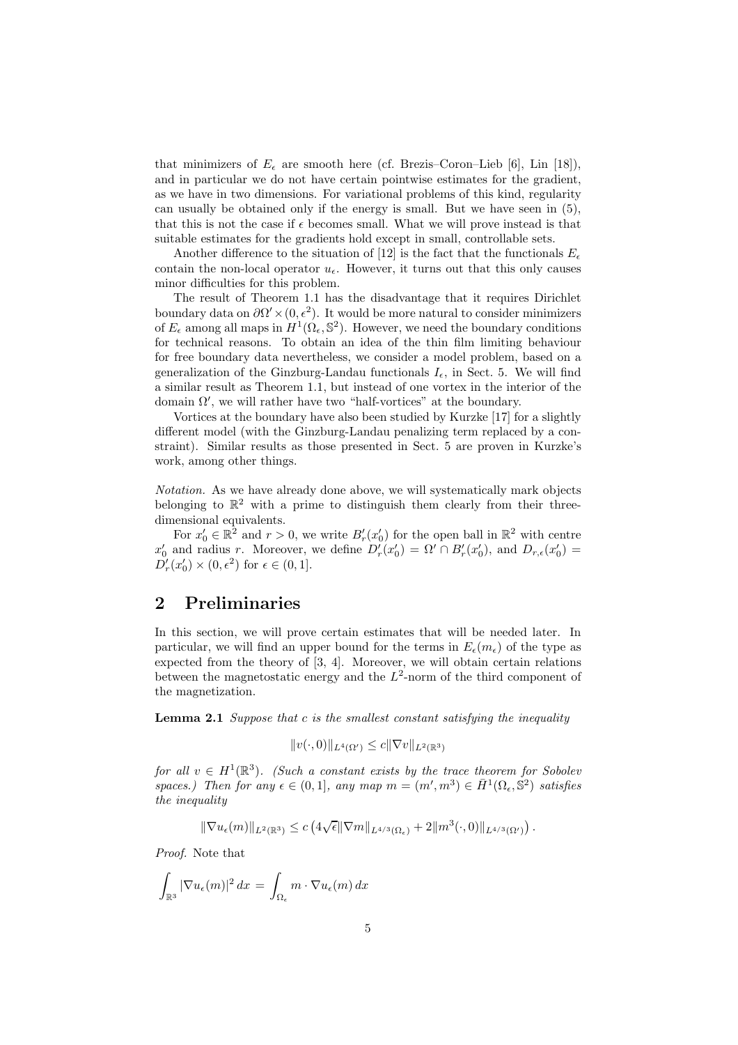that minimizers of $E_\epsilon$ are smooth here (cf. Brezis–Coron–Lieb [6], Lin [18]), and in particular we do not have certain pointwise estimates for the gradient, as we have in two dimensions. For variational problems of this kind, regularity can usually be obtained only if the energy is small. But we have seen in (5), that this is not the case if $\epsilon$ becomes small. What we will prove instead is that suitable estimates for the gradients hold except in small, controllable sets.

Another difference to the situation of [12] is the fact that the functionals $E_\epsilon$ contain the non-local operator $u_\epsilon$. However, it turns out that this only causes minor difficulties for this problem.

The result of Theorem 1.1 has the disadvantage that it requires Dirichlet boundary data on $\partial\Omega' \times (0, \epsilon^2)$. It would be more natural to consider minimizers of $E_\epsilon$ among all maps in $H^1(\Omega_\epsilon, \mathbb{S}^2)$. However, we need the boundary conditions for technical reasons. To obtain an idea of the thin film limiting behaviour for free boundary data nevertheless, we consider a model problem, based on a generalization of the Ginzburg-Landau functionals $I_\epsilon$, in Sect. 5. We will find a similar result as Theorem 1.1, but instead of one vortex in the interior of the domain $\Omega'$, we will rather have two "half-vortices" at the boundary.

Vortices at the boundary have also been studied by Kurzke [17] for a slightly different model (with the Ginzburg-Landau penalizing term replaced by a constraint). Similar results as those presented in Sect. 5 are proven in Kurzke's work, among other things.

*Notation.* As we have already done above, we will systematically mark objects belonging to $\mathbb{R}^2$ with a prime to distinguish them clearly from their three-dimensional equivalents.

For $x_0' \in \mathbb{R}^2$ and $r > 0$, we write $B_r'(x_0')$ for the open ball in $\mathbb{R}^2$ with centre $x_0'$ and radius $r$. Moreover, we define $D_r'(x_0') = \Omega' \cap B_r'(x_0')$, and $D_{r,\epsilon}(x_0') = D_r'(x_0') \times (0, \epsilon^2)$ for $\epsilon \in (0, 1]$.

## 2 Preliminaries

In this section, we will prove certain estimates that will be needed later. In particular, we will find an upper bound for the terms in $E_\epsilon(m_\epsilon)$ of the type as expected from the theory of [3, 4]. Moreover, we will obtain certain relations between the magnetostatic energy and the $L^2$-norm of the third component of the magnetization.

**Lemma 2.1** *Suppose that $c$ is the smallest constant satisfying the inequality*

$$\|v(\cdot, 0)\|_{L^4(\Omega')} \leq c\|\nabla v\|_{L^2(\mathbb{R}^3)}$$

*for all $v \in H^1(\mathbb{R}^3)$. (Such a constant exists by the trace theorem for Sobolev spaces.) Then for any $\epsilon \in (0, 1]$, any map $m = (m', m^3) \in \bar{H}^1(\Omega_\epsilon, \mathbb{S}^2)$ satisfies the inequality*

$$\|\nabla u_\epsilon(m)\|_{L^2(\mathbb{R}^3)} \leq c\left(4\sqrt{\epsilon}\|\nabla m\|_{L^{4/3}(\Omega_\epsilon)} + 2\|m^3(\cdot, 0)\|_{L^{4/3}(\Omega')}\right).$$

*Proof.* Note that

$$\int_{\mathbb{R}^3} |\nabla u_\epsilon(m)|^2 \, dx = \int_{\Omega_\epsilon} m \cdot \nabla u_\epsilon(m) \, dx$$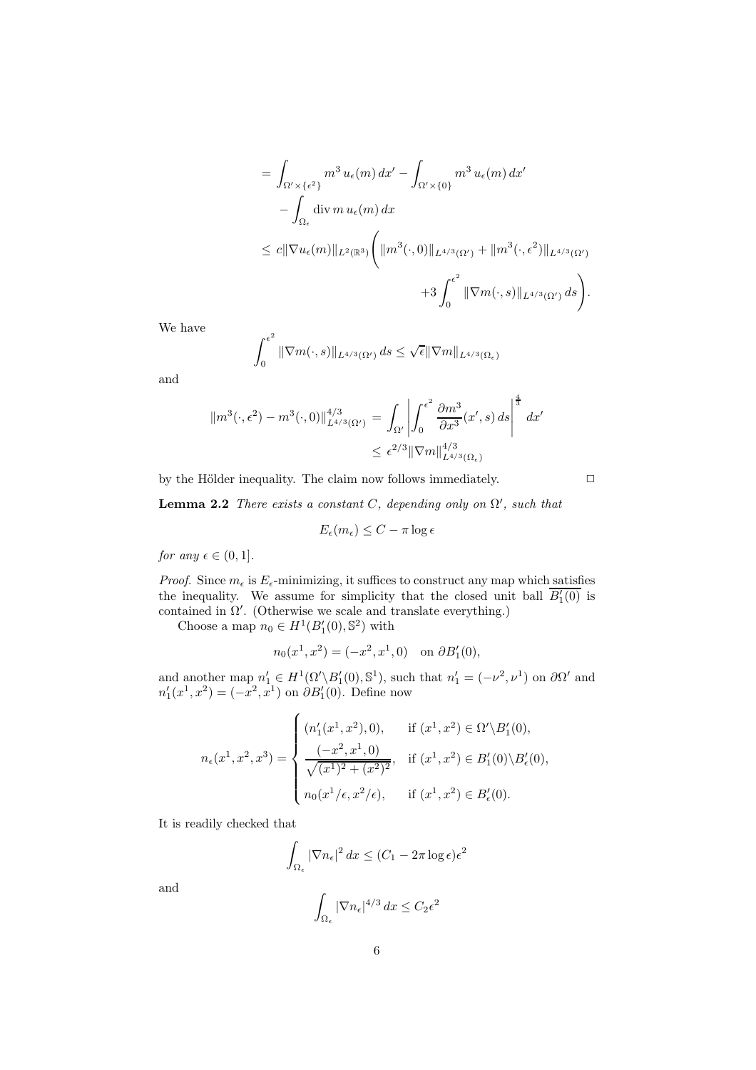$$
\begin{aligned}
&= \int_{\Omega' \times \{\epsilon^2\}} m^3 \, u_\epsilon(m) \, dx' - \int_{\Omega' \times \{0\}} m^3 \, u_\epsilon(m) \, dx' \\
&\quad - \int_{\Omega_\epsilon} \operatorname{div} m \, u_\epsilon(m) \, dx \\
&\leq c \|\nabla u_\epsilon(m)\|_{L^2(\mathbb{R}^3)} \Bigg( \|m^3(\cdot, 0)\|_{L^{4/3}(\Omega')} + \|m^3(\cdot, \epsilon^2)\|_{L^{4/3}(\Omega')} \\
&\qquad\qquad + 3 \int_0^{\epsilon^2} \|\nabla m(\cdot, s)\|_{L^{4/3}(\Omega')} \, ds \Bigg).
\end{aligned}
$$

We have

$$
\int_0^{\epsilon^2} \|\nabla m(\cdot, s)\|_{L^{4/3}(\Omega')} \, ds \leq \sqrt{\epsilon} \|\nabla m\|_{L^{4/3}(\Omega_\epsilon)}
$$

and

$$
\begin{aligned}
\|m^3(\cdot, \epsilon^2) - m^3(\cdot, 0)\|_{L^{4/3}(\Omega')}^{4/3} &= \int_{\Omega'} \left| \int_0^{\epsilon^2} \frac{\partial m^3}{\partial x^3}(x', s) \, ds \right|^{\frac{4}{3}} dx' \\
&\leq \epsilon^{2/3} \|\nabla m\|_{L^{4/3}(\Omega_\epsilon)}^{4/3}
\end{aligned}
$$

by the Hölder inequality. The claim now follows immediately. □

**Lemma 2.2** *There exists a constant $C$, depending only on $\Omega'$, such that*

$$
E_\epsilon(m_\epsilon) \leq C - \pi \log \epsilon
$$

*for any $\epsilon \in (0, 1]$.*

*Proof.* Since $m_\epsilon$ is $E_\epsilon$-minimizing, it suffices to construct any map which satisfies the inequality. We assume for simplicity that the closed unit ball $\overline{B_1'(0)}$ is contained in $\Omega'$. (Otherwise we scale and translate everything.)

Choose a map $n_0 \in H^1(B_1'(0), \mathbb{S}^2)$ with

$$
n_0(x^1, x^2) = (-x^2, x^1, 0) \quad \text{on } \partial B_1'(0),
$$

and another map $n_1' \in H^1(\Omega' \backslash B_1'(0), \mathbb{S}^1)$, such that $n_1' = (-\nu^2, \nu^1)$ on $\partial\Omega'$ and $n_1'(x^1, x^2) = (-x^2, x^1)$ on $\partial B_1'(0)$. Define now

$$
n_\epsilon(x^1, x^2, x^3) = \begin{cases} (n_1'(x^1, x^2), 0), & \text{if } (x^1, x^2) \in \Omega' \backslash B_1'(0), \\ \dfrac{(-x^2, x^1, 0)}{\sqrt{(x^1)^2 + (x^2)^2}}, & \text{if } (x^1, x^2) \in B_1'(0) \backslash B_\epsilon'(0), \\ n_0(x^1/\epsilon, x^2/\epsilon), & \text{if } (x^1, x^2) \in B_\epsilon'(0). \end{cases}
$$

It is readily checked that

$$
\int_{\Omega_\epsilon} |\nabla n_\epsilon|^2 \, dx \leq (C_1 - 2\pi \log \epsilon) \epsilon^2
$$

and

$$
\int_{\Omega_\epsilon} |\nabla n_\epsilon|^{4/3} \, dx \leq C_2 \epsilon^2
$$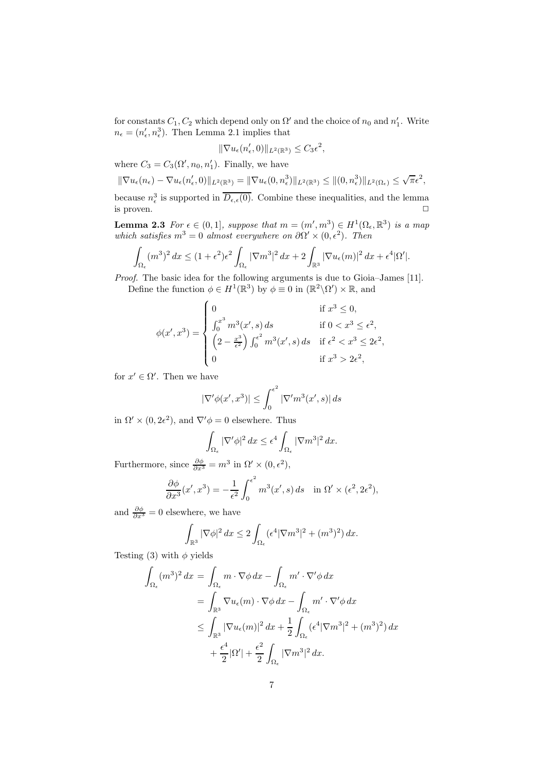for constants $C_1, C_2$ which depend only on $\Omega'$ and the choice of $n_0$ and $n_1'$. Write $n_\epsilon = (n_\epsilon', n_\epsilon^3)$. Then Lemma 2.1 implies that

$$\|\nabla u_\epsilon(n_\epsilon', 0)\|_{L^2(\mathbb{R}^3)} \leq C_3 \epsilon^2,$$

where $C_3 = C_3(\Omega', n_0, n_1')$. Finally, we have

$$\|\nabla u_\epsilon(n_\epsilon) - \nabla u_\epsilon(n_\epsilon', 0)\|_{L^2(\mathbb{R}^3)} = \|\nabla u_\epsilon(0, n_\epsilon^3)\|_{L^2(\mathbb{R}^3)} \leq \|(0, n_\epsilon^3)\|_{L^2(\Omega_\epsilon)} \leq \sqrt{\pi}\epsilon^2,$$

because $n_\epsilon^3$ is supported in $\overline{D_{\epsilon,\epsilon}(0)}$. Combine these inequalities, and the lemma is proven. □

**Lemma 2.3** *For $\epsilon \in (0, 1]$, suppose that $m = (m', m^3) \in H^1(\Omega_\epsilon, \mathbb{R}^3)$ is a map which satisfies $m^3 = 0$ almost everywhere on $\partial\Omega' \times (0, \epsilon^2)$. Then*

$$\int_{\Omega_\epsilon} (m^3)^2 \, dx \leq (1 + \epsilon^2)\epsilon^2 \int_{\Omega_\epsilon} |\nabla m^3|^2 \, dx + 2 \int_{\mathbb{R}^3} |\nabla u_\epsilon(m)|^2 \, dx + \epsilon^4 |\Omega'|.$$

*Proof.* The basic idea for the following arguments is due to Gioia–James [11].

Define the function $\phi \in H^1(\mathbb{R}^3)$ by $\phi \equiv 0$ in $(\mathbb{R}^2 \backslash \Omega') \times \mathbb{R}$, and

$$\phi(x', x^3) = \begin{cases} 0 & \text{if } x^3 \leq 0, \\ \int_0^{x^3} m^3(x', s) \, ds & \text{if } 0 < x^3 \leq \epsilon^2, \\ \left(2 - \frac{x^3}{\epsilon^2}\right) \int_0^{\epsilon^2} m^3(x', s) \, ds & \text{if } \epsilon^2 < x^3 \leq 2\epsilon^2, \\ 0 & \text{if } x^3 > 2\epsilon^2, \end{cases}$$

for $x' \in \Omega'$. Then we have

$$|\nabla' \phi(x', x^3)| \leq \int_0^{\epsilon^2} |\nabla' m^3(x', s)| \, ds$$

in $\Omega' \times (0, 2\epsilon^2)$, and $\nabla' \phi = 0$ elsewhere. Thus

$$\int_{\Omega_\epsilon} |\nabla' \phi|^2 \, dx \leq \epsilon^4 \int_{\Omega_\epsilon} |\nabla m^3|^2 \, dx.$$

Furthermore, since $\frac{\partial \phi}{\partial x^3} = m^3$ in $\Omega' \times (0, \epsilon^2)$,

$$\frac{\partial \phi}{\partial x^3}(x', x^3) = -\frac{1}{\epsilon^2} \int_0^{\epsilon^2} m^3(x', s) \, ds \quad \text{in } \Omega' \times (\epsilon^2, 2\epsilon^2),$$

and $\frac{\partial \phi}{\partial x^3} = 0$ elsewhere, we have

$$\int_{\mathbb{R}^3} |\nabla \phi|^2 \, dx \leq 2 \int_{\Omega_\epsilon} (\epsilon^4 |\nabla m^3|^2 + (m^3)^2) \, dx.$$

Testing (3) with $\phi$ yields

$$\begin{aligned} \int_{\Omega_\epsilon} (m^3)^2 \, dx &= \int_{\Omega_\epsilon} m \cdot \nabla \phi \, dx - \int_{\Omega_\epsilon} m' \cdot \nabla' \phi \, dx \\ &= \int_{\mathbb{R}^3} \nabla u_\epsilon(m) \cdot \nabla \phi \, dx - \int_{\Omega_\epsilon} m' \cdot \nabla' \phi \, dx \\ &\leq \int_{\mathbb{R}^3} |\nabla u_\epsilon(m)|^2 \, dx + \frac{1}{2} \int_{\Omega_\epsilon} (\epsilon^4 |\nabla m^3|^2 + (m^3)^2) \, dx \\ &\quad + \frac{\epsilon^4}{2} |\Omega'| + \frac{\epsilon^2}{2} \int_{\Omega_\epsilon} |\nabla m^3|^2 \, dx. \end{aligned}$$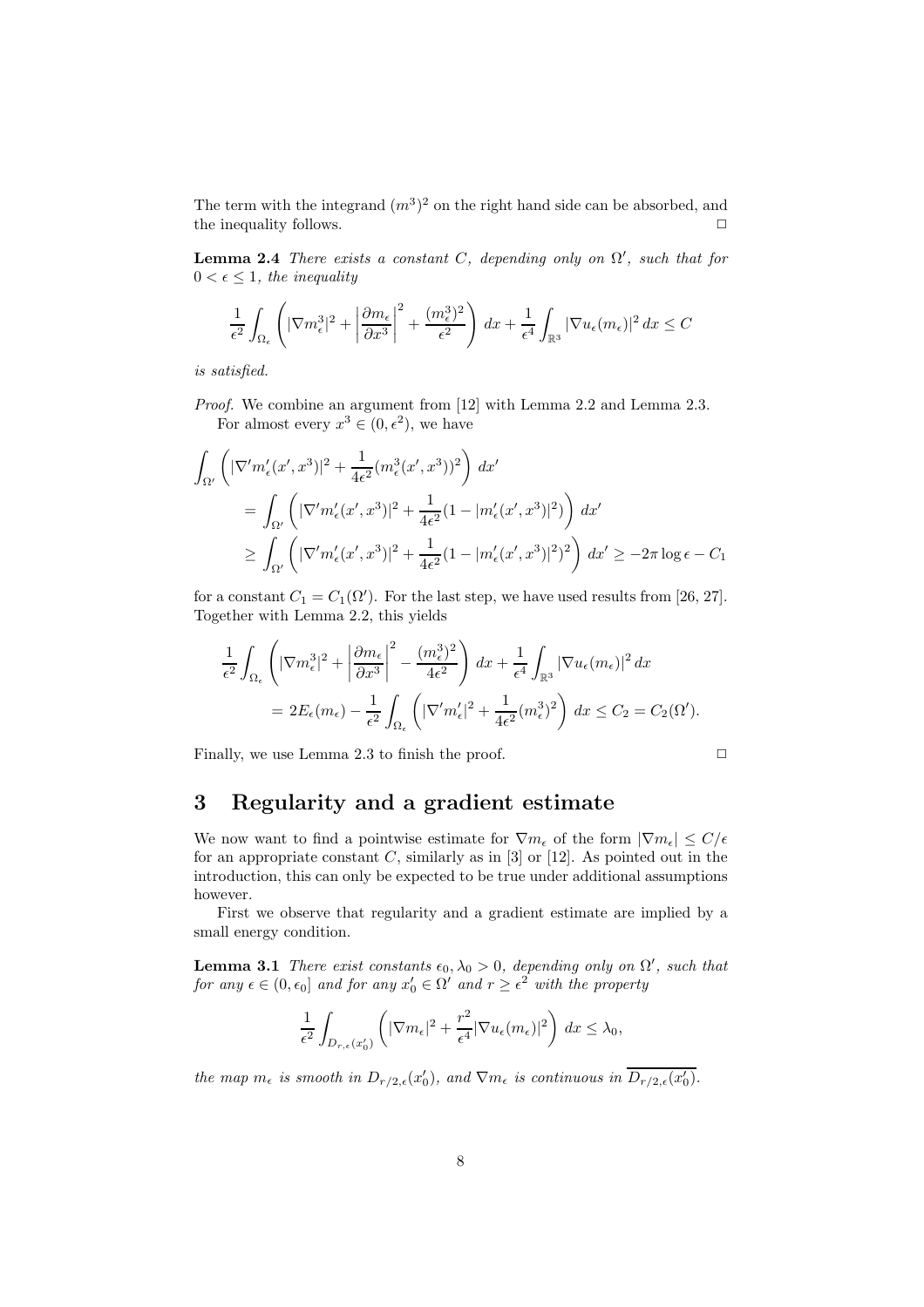The term with the integrand $(m^3)^2$ on the right hand side can be absorbed, and the inequality follows. $\square$

**Lemma 2.4** *There exists a constant $C$, depending only on $\Omega'$, such that for $0 < \epsilon \leq 1$, the inequality*

$$\frac{1}{\epsilon^2}\int_{\Omega_\epsilon}\left(|\nabla m_\epsilon^3|^2 + \left|\frac{\partial m_\epsilon}{\partial x^3}\right|^2 + \frac{(m_\epsilon^3)^2}{\epsilon^2}\right)\,dx + \frac{1}{\epsilon^4}\int_{\mathbb{R}^3}|\nabla u_\epsilon(m_\epsilon)|^2\,dx \leq C$$

*is satisfied.*

*Proof.* We combine an argument from [12] with Lemma 2.2 and Lemma 2.3.

For almost every $x^3 \in (0, \epsilon^2)$, we have

$$\begin{aligned}
\int_{\Omega'}&\left(|\nabla' m_\epsilon'(x', x^3)|^2 + \frac{1}{4\epsilon^2}(m_\epsilon^3(x', x^3))^2\right)\,dx' \\
&= \int_{\Omega'}\left(|\nabla' m_\epsilon'(x', x^3)|^2 + \frac{1}{4\epsilon^2}(1 - |m_\epsilon'(x', x^3)|^2)\right)\,dx' \\
&\geq \int_{\Omega'}\left(|\nabla' m_\epsilon'(x', x^3)|^2 + \frac{1}{4\epsilon^2}(1 - |m_\epsilon'(x', x^3)|^2)^2\right)\,dx' \geq -2\pi\log\epsilon - C_1
\end{aligned}$$

for a constant $C_1 = C_1(\Omega')$. For the last step, we have used results from [26, 27]. Together with Lemma 2.2, this yields

$$\begin{aligned}
\frac{1}{\epsilon^2}&\int_{\Omega_\epsilon}\left(|\nabla m_\epsilon^3|^2 + \left|\frac{\partial m_\epsilon}{\partial x^3}\right|^2 - \frac{(m_\epsilon^3)^2}{4\epsilon^2}\right)\,dx + \frac{1}{\epsilon^4}\int_{\mathbb{R}^3}|\nabla u_\epsilon(m_\epsilon)|^2\,dx \\
&= 2E_\epsilon(m_\epsilon) - \frac{1}{\epsilon^2}\int_{\Omega_\epsilon}\left(|\nabla' m_\epsilon'|^2 + \frac{1}{4\epsilon^2}(m_\epsilon^3)^2\right)\,dx \leq C_2 = C_2(\Omega').
\end{aligned}$$

Finally, we use Lemma 2.3 to finish the proof. $\square$

# 3 Regularity and a gradient estimate

We now want to find a pointwise estimate for $\nabla m_\epsilon$ of the form $|\nabla m_\epsilon| \leq C/\epsilon$ for an appropriate constant $C$, similarly as in [3] or [12]. As pointed out in the introduction, this can only be expected to be true under additional assumptions however.

First we observe that regularity and a gradient estimate are implied by a small energy condition.

**Lemma 3.1** *There exist constants $\epsilon_0, \lambda_0 > 0$, depending only on $\Omega'$, such that for any $\epsilon \in (0, \epsilon_0]$ and for any $x_0' \in \Omega'$ and $r \geq \epsilon^2$ with the property*

$$\frac{1}{\epsilon^2}\int_{D_{r,\epsilon}(x_0')}\left(|\nabla m_\epsilon|^2 + \frac{r^2}{\epsilon^4}|\nabla u_\epsilon(m_\epsilon)|^2\right)\,dx \leq \lambda_0,$$

*the map $m_\epsilon$ is smooth in $D_{r/2,\epsilon}(x_0')$, and $\nabla m_\epsilon$ is continuous in $\overline{D_{r/2,\epsilon}(x_0')}$.*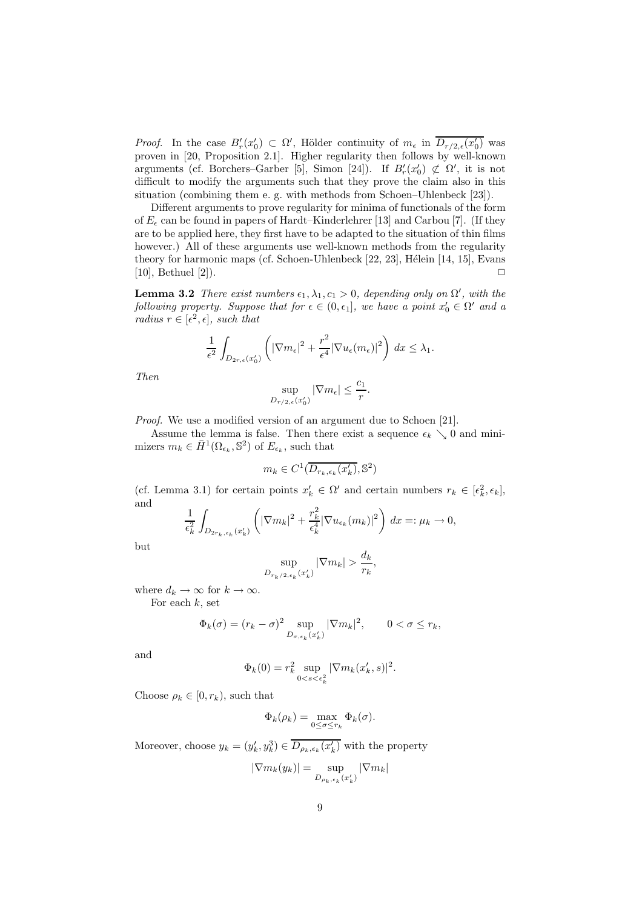*Proof.* In the case $B'_r(x'_0) \subset \Omega'$, Hölder continuity of $m_\epsilon$ in $\overline{D_{r/2,\epsilon}(x'_0)}$ was proven in [20, Proposition 2.1]. Higher regularity then follows by well-known arguments (cf. Borchers–Garber [5], Simon [24]). If $B'_r(x'_0) \not\subset \Omega'$, it is not difficult to modify the arguments such that they prove the claim also in this situation (combining them e. g. with methods from Schoen–Uhlenbeck [23]).

Different arguments to prove regularity for minima of functionals of the form of $E_\epsilon$ can be found in papers of Hardt–Kinderlehrer [13] and Carbou [7]. (If they are to be applied here, they first have to be adapted to the situation of thin films however.) All of these arguments use well-known methods from the regularity theory for harmonic maps (cf. Schoen-Uhlenbeck [22, 23], Hélein [14, 15], Evans [10], Bethuel [2]). $\square$

**Lemma 3.2** *There exist numbers $\epsilon_1, \lambda_1, c_1 > 0$, depending only on $\Omega'$, with the following property. Suppose that for $\epsilon \in (0, \epsilon_1]$, we have a point $x'_0 \in \Omega'$ and a radius $r \in [\epsilon^2, \epsilon]$, such that*

$$\frac{1}{\epsilon^2} \int_{D_{2r,\epsilon}(x'_0)} \left( |\nabla m_\epsilon|^2 + \frac{r^2}{\epsilon^4} |\nabla u_\epsilon(m_\epsilon)|^2 \right) dx \leq \lambda_1.$$

*Then*

$$\sup_{D_{r/2,\epsilon}(x'_0)} |\nabla m_\epsilon| \leq \frac{c_1}{r}.$$

*Proof.* We use a modified version of an argument due to Schoen [21].

Assume the lemma is false. Then there exist a sequence $\epsilon_k \searrow 0$ and minimizers $m_k \in \bar{H}^1(\Omega_{\epsilon_k}, \mathbb{S}^2)$ of $E_{\epsilon_k}$, such that

$$m_k \in C^1(\overline{D_{r_k,\epsilon_k}(x'_k)}, \mathbb{S}^2)$$

(cf. Lemma 3.1) for certain points $x'_k \in \Omega'$ and certain numbers $r_k \in [\epsilon_k^2, \epsilon_k]$, and

$$\frac{1}{\epsilon_k^2} \int_{D_{2r_k,\epsilon_k}(x'_k)} \left( |\nabla m_k|^2 + \frac{r_k^2}{\epsilon_k^4} |\nabla u_{\epsilon_k}(m_k)|^2 \right) dx =: \mu_k \to 0,$$

but

$$\sup_{D_{r_k/2,\epsilon_k}(x'_k)} |\nabla m_k| > \frac{d_k}{r_k},$$

where $d_k \to \infty$ for $k \to \infty$.

For each $k$, set

$$\Phi_k(\sigma) = (r_k - \sigma)^2 \sup_{D_{\sigma,\epsilon_k}(x'_k)} |\nabla m_k|^2, \qquad 0 < \sigma \leq r_k,$$

and

$$\Phi_k(0) = r_k^2 \sup_{0 < s < \epsilon_k^2} |\nabla m_k(x'_k, s)|^2.$$

Choose $\rho_k \in [0, r_k)$, such that

$$\Phi_k(\rho_k) = \max_{0 \leq \sigma \leq r_k} \Phi_k(\sigma).$$

Moreover, choose $y_k = (y'_k, y^3_k) \in \overline{D_{\rho_k,\epsilon_k}(x'_k)}$ with the property

$$|\nabla m_k(y_k)| = \sup_{D_{\rho_k,\epsilon_k}(x'_k)} |\nabla m_k|$$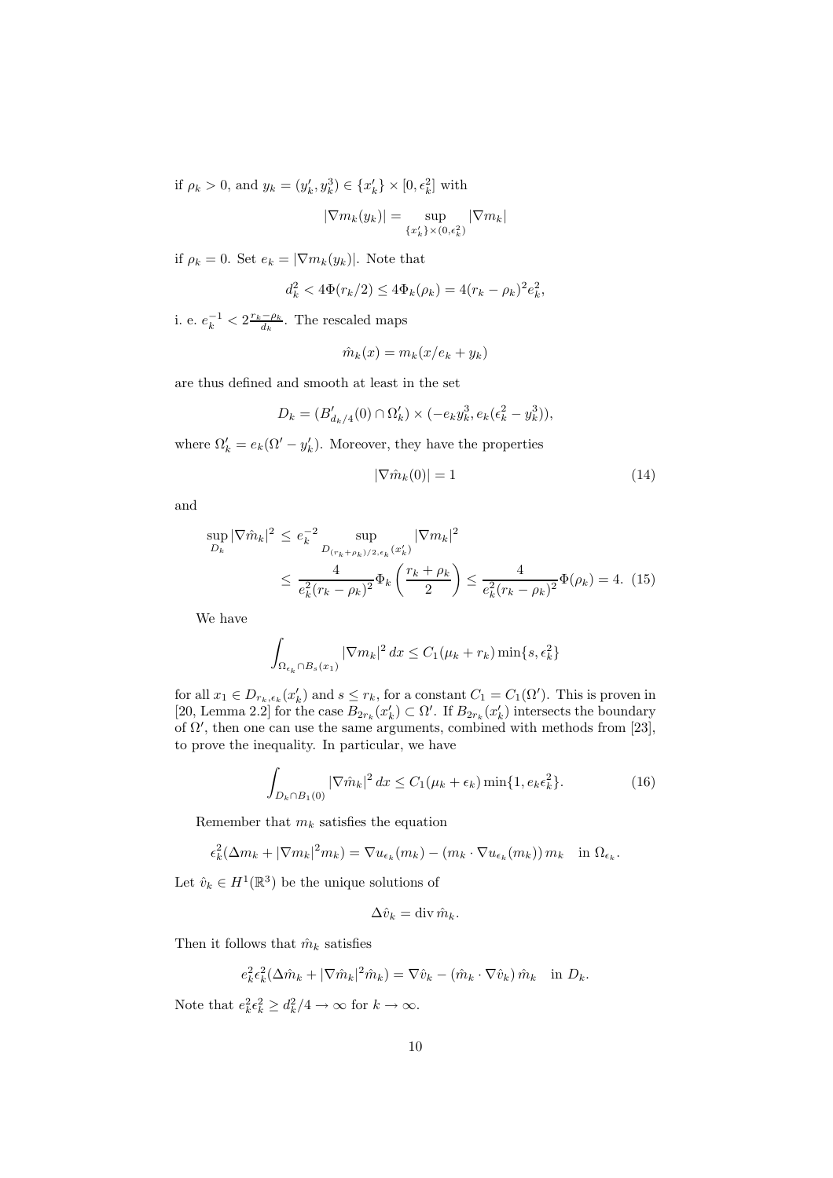if $\rho_k > 0$, and $y_k = (y_k', y_k^3) \in \{x_k'\} \times [0, \epsilon_k^2]$ with

$$|\nabla m_k(y_k)| = \sup_{\{x_k'\} \times (0, \epsilon_k^2)} |\nabla m_k|$$

if $\rho_k = 0$. Set $e_k = |\nabla m_k(y_k)|$. Note that

$$d_k^2 < 4\Phi(r_k/2) \leq 4\Phi_k(\rho_k) = 4(r_k - \rho_k)^2 e_k^2,$$

i. e. $e_k^{-1} < 2\frac{r_k - \rho_k}{d_k}$. The rescaled maps

$$\hat{m}_k(x) = m_k(x/e_k + y_k)$$

are thus defined and smooth at least in the set

$$D_k = (B'_{d_k/4}(0) \cap \Omega_k') \times (-e_k y_k^3, e_k(\epsilon_k^2 - y_k^3)),$$

where $\Omega_k' = e_k(\Omega' - y_k')$. Moreover, they have the properties

$$|\nabla \hat{m}_k(0)| = 1 \tag{14}$$

and

$$\begin{aligned} \sup_{D_k} |\nabla \hat{m}_k|^2 &\leq e_k^{-2} \sup_{D_{(r_k+\rho_k)/2, \epsilon_k}(x_k')} |\nabla m_k|^2 \\ &\leq \frac{4}{e_k^2 (r_k - \rho_k)^2} \Phi_k\left(\frac{r_k + \rho_k}{2}\right) \leq \frac{4}{e_k^2 (r_k - \rho_k)^2} \Phi(\rho_k) = 4. \end{aligned} \tag{15}$$

We have

$$\int_{\Omega_{\epsilon_k} \cap B_s(x_1)} |\nabla m_k|^2 \, dx \leq C_1(\mu_k + r_k) \min\{s, \epsilon_k^2\}$$

for all $x_1 \in D_{r_k, \epsilon_k}(x_k')$ and $s \leq r_k$, for a constant $C_1 = C_1(\Omega')$. This is proven in [20, Lemma 2.2] for the case $B_{2r_k}(x_k') \subset \Omega'$. If $B_{2r_k}(x_k')$ intersects the boundary of $\Omega'$, then one can use the same arguments, combined with methods from [23], to prove the inequality. In particular, we have

$$\int_{D_k \cap B_1(0)} |\nabla \hat{m}_k|^2 \, dx \leq C_1(\mu_k + \epsilon_k) \min\{1, e_k \epsilon_k^2\}. \tag{16}$$

Remember that $m_k$ satisfies the equation

$$\epsilon_k^2 (\Delta m_k + |\nabla m_k|^2 m_k) = \nabla u_{\epsilon_k}(m_k) - (m_k \cdot \nabla u_{\epsilon_k}(m_k)) \, m_k \quad \text{in } \Omega_{\epsilon_k}.$$

Let $\hat{v}_k \in H^1(\mathbb{R}^3)$ be the unique solutions of

$$\Delta \hat{v}_k = \operatorname{div} \hat{m}_k.$$

Then it follows that $\hat{m}_k$ satisfies

$$e_k^2 \epsilon_k^2 (\Delta \hat{m}_k + |\nabla \hat{m}_k|^2 \hat{m}_k) = \nabla \hat{v}_k - (\hat{m}_k \cdot \nabla \hat{v}_k) \, \hat{m}_k \quad \text{in } D_k.$$

Note that $e_k^2 \epsilon_k^2 \geq d_k^2/4 \to \infty$ for $k \to \infty$.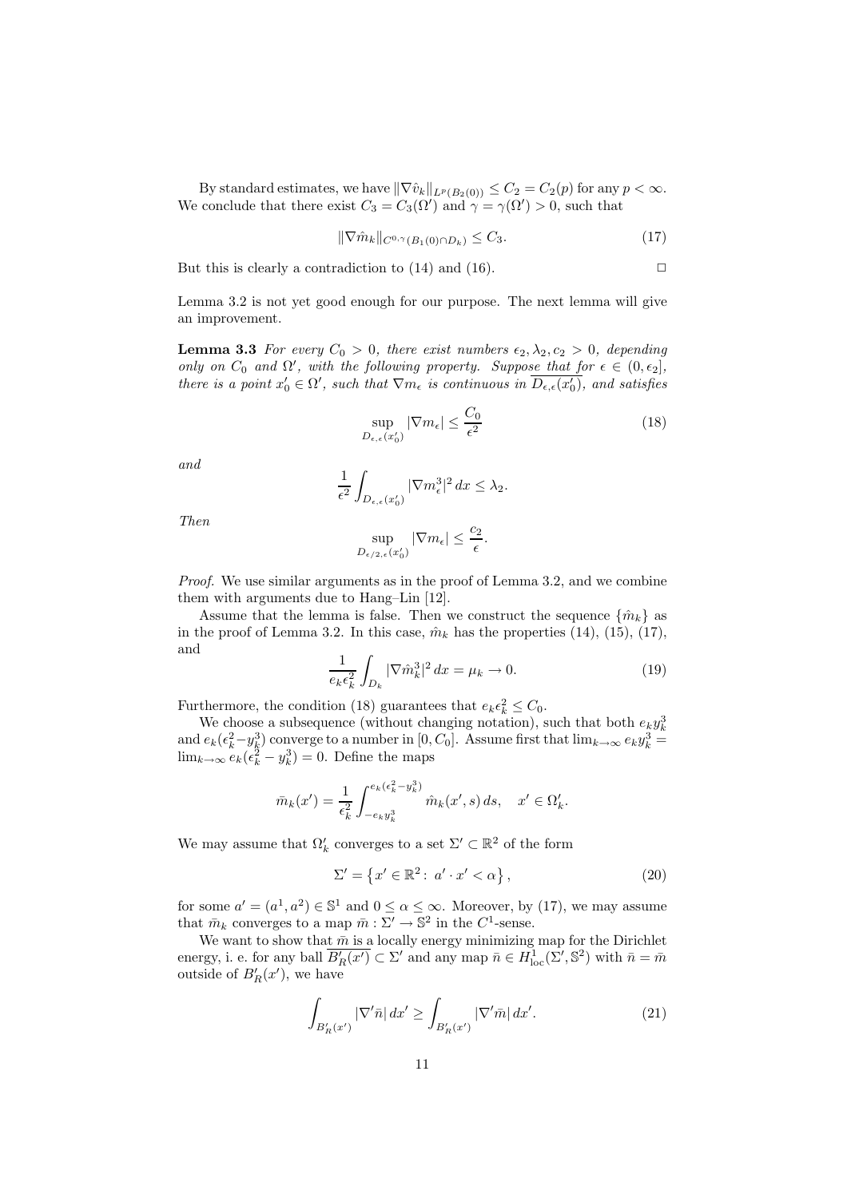By standard estimates, we have $\|\nabla \hat{v}_k\|_{L^p(B_2(0))} \leq C_2 = C_2(p)$ for any $p < \infty$. We conclude that there exist $C_3 = C_3(\Omega')$ and $\gamma = \gamma(\Omega') > 0$, such that

$$\|\nabla \hat{m}_k\|_{C^{0,\gamma}(B_1(0)\cap D_k)} \leq C_3. \tag{17}$$

But this is clearly a contradiction to (14) and (16). $\square$

Lemma 3.2 is not yet good enough for our purpose. The next lemma will give an improvement.

**Lemma 3.3** *For every $C_0 > 0$, there exist numbers $\epsilon_2, \lambda_2, c_2 > 0$, depending only on $C_0$ and $\Omega'$, with the following property. Suppose that for $\epsilon \in (0, \epsilon_2]$, there is a point $x_0' \in \Omega'$, such that $\nabla m_\epsilon$ is continuous in $\overline{D_{\epsilon,\epsilon}(x_0')}$, and satisfies*

$$\sup_{D_{\epsilon,\epsilon}(x_0')} |\nabla m_\epsilon| \leq \frac{C_0}{\epsilon^2} \tag{18}$$

*and*

$$\frac{1}{\epsilon^2}\int_{D_{\epsilon,\epsilon}(x_0')} |\nabla m_\epsilon^3|^2\, dx \leq \lambda_2.$$

*Then*

$$\sup_{D_{\epsilon/2,\epsilon}(x_0')} |\nabla m_\epsilon| \leq \frac{c_2}{\epsilon}.$$

*Proof.* We use similar arguments as in the proof of Lemma 3.2, and we combine them with arguments due to Hang–Lin [12].

Assume that the lemma is false. Then we construct the sequence $\{\hat{m}_k\}$ as in the proof of Lemma 3.2. In this case, $\hat{m}_k$ has the properties (14), (15), (17), and

$$\frac{1}{e_k\epsilon_k^2}\int_{D_k} |\nabla \hat{m}_k^3|^2\, dx = \mu_k \to 0. \tag{19}$$

Furthermore, the condition (18) guarantees that $e_k\epsilon_k^2 \leq C_0$.

We choose a subsequence (without changing notation), such that both $e_k y_k^3$ and $e_k(\epsilon_k^2 - y_k^3)$ converge to a number in $[0, C_0]$. Assume first that $\lim_{k\to\infty} e_k y_k^3 = \lim_{k\to\infty} e_k(\epsilon_k^2 - y_k^3) = 0$. Define the maps

$$\bar{m}_k(x') = \frac{1}{\epsilon_k^2}\int_{-e_k y_k^3}^{e_k(\epsilon_k^2 - y_k^3)} \hat{m}_k(x', s)\, ds, \quad x' \in \Omega_k'.$$

We may assume that $\Omega_k'$ converges to a set $\Sigma' \subset \mathbb{R}^2$ of the form

$$\Sigma' = \left\{x' \in \mathbb{R}^2 : \ a' \cdot x' < \alpha\right\}, \tag{20}$$

for some $a' = (a^1, a^2) \in \mathbb{S}^1$ and $0 \leq \alpha \leq \infty$. Moreover, by (17), we may assume that $\bar{m}_k$ converges to a map $\bar{m} : \Sigma' \to \mathbb{S}^2$ in the $C^1$-sense.

We want to show that $\bar{m}$ is a locally energy minimizing map for the Dirichlet energy, i. e. for any ball $\overline{B_R'(x')} \subset \Sigma'$ and any map $\bar{n} \in H^1_{\mathrm{loc}}(\Sigma', \mathbb{S}^2)$ with $\bar{n} = \bar{m}$ outside of $B_R'(x')$, we have

$$\int_{B_R'(x')} |\nabla' \bar{n}|\, dx' \geq \int_{B_R'(x')} |\nabla' \bar{m}|\, dx'. \tag{21}$$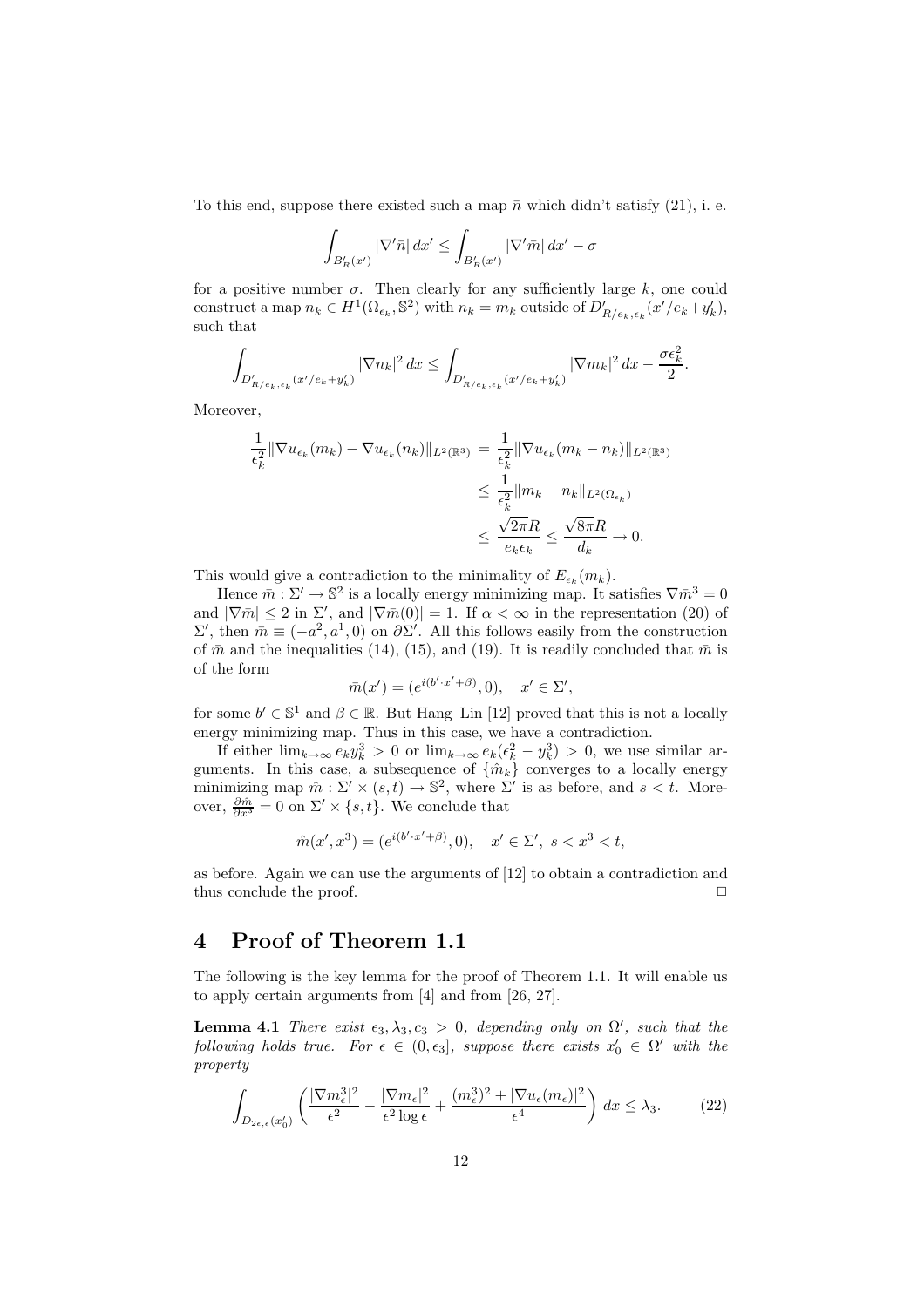To this end, suppose there existed such a map $\bar{n}$ which didn't satisfy (21), i. e.

$$\int_{B'_R(x')} |\nabla' \bar{n}|\, dx' \leq \int_{B'_R(x')} |\nabla' \bar{m}|\, dx' - \sigma$$

for a positive number $\sigma$. Then clearly for any sufficiently large $k$, one could construct a map $n_k \in H^1(\Omega_{\epsilon_k}, \mathbb{S}^2)$ with $n_k = m_k$ outside of $D'_{R/e_k,\epsilon_k}(x'/e_k + y'_k)$, such that

$$\int_{D'_{R/e_k,\epsilon_k}(x'/e_k+y'_k)} |\nabla n_k|^2\, dx \leq \int_{D'_{R/e_k,\epsilon_k}(x'/e_k+y'_k)} |\nabla m_k|^2\, dx - \frac{\sigma \epsilon_k^2}{2}.$$

Moreover,

$$\begin{aligned}
\frac{1}{\epsilon_k^2} \|\nabla u_{\epsilon_k}(m_k) - \nabla u_{\epsilon_k}(n_k)\|_{L^2(\mathbb{R}^3)} &= \frac{1}{\epsilon_k^2} \|\nabla u_{\epsilon_k}(m_k - n_k)\|_{L^2(\mathbb{R}^3)} \\
&\leq \frac{1}{\epsilon_k^2} \|m_k - n_k\|_{L^2(\Omega_{\epsilon_k})} \\
&\leq \frac{\sqrt{2\pi} R}{e_k \epsilon_k} \leq \frac{\sqrt{8\pi} R}{d_k} \to 0.
\end{aligned}$$

This would give a contradiction to the minimality of $E_{\epsilon_k}(m_k)$.

Hence $\bar{m} : \Sigma' \to \mathbb{S}^2$ is a locally energy minimizing map. It satisfies $\nabla \bar{m}^3 = 0$ and $|\nabla \bar{m}| \leq 2$ in $\Sigma'$, and $|\nabla \bar{m}(0)| = 1$. If $\alpha < \infty$ in the representation (20) of $\Sigma'$, then $\bar{m} \equiv (-a^2, a^1, 0)$ on $\partial \Sigma'$. All this follows easily from the construction of $\bar{m}$ and the inequalities (14), (15), and (19). It is readily concluded that $\bar{m}$ is of the form

$$\bar{m}(x') = (e^{i(b' \cdot x' + \beta)}, 0), \quad x' \in \Sigma',$$

for some $b' \in \mathbb{S}^1$ and $\beta \in \mathbb{R}$. But Hang–Lin [12] proved that this is not a locally energy minimizing map. Thus in this case, we have a contradiction.

If either $\lim_{k\to\infty} e_k y_k^3 > 0$ or $\lim_{k\to\infty} e_k(\epsilon_k^2 - y_k^3) > 0$, we use similar arguments. In this case, a subsequence of $\{\hat{m}_k\}$ converges to a locally energy minimizing map $\hat{m} : \Sigma' \times (s,t) \to \mathbb{S}^2$, where $\Sigma'$ is as before, and $s < t$. Moreover, $\frac{\partial \hat{m}}{\partial x^3} = 0$ on $\Sigma' \times \{s,t\}$. We conclude that

$$\hat{m}(x', x^3) = (e^{i(b' \cdot x' + \beta)}, 0), \quad x' \in \Sigma',\ s < x^3 < t,$$

as before. Again we can use the arguments of [12] to obtain a contradiction and thus conclude the proof. $\square$

# 4 Proof of Theorem 1.1

The following is the key lemma for the proof of Theorem 1.1. It will enable us to apply certain arguments from [4] and from [26, 27].

**Lemma 4.1** *There exist $\epsilon_3, \lambda_3, c_3 > 0$, depending only on $\Omega'$, such that the following holds true. For $\epsilon \in (0, \epsilon_3]$, suppose there exists $x'_0 \in \Omega'$ with the property*

$$\int_{D_{2\epsilon,\epsilon}(x'_0)} \left( \frac{|\nabla m_\epsilon^3|^2}{\epsilon^2} - \frac{|\nabla m_\epsilon|^2}{\epsilon^2 \log \epsilon} + \frac{(m_\epsilon^3)^2 + |\nabla u_\epsilon(m_\epsilon)|^2}{\epsilon^4} \right) dx \leq \lambda_3. \tag{22}$$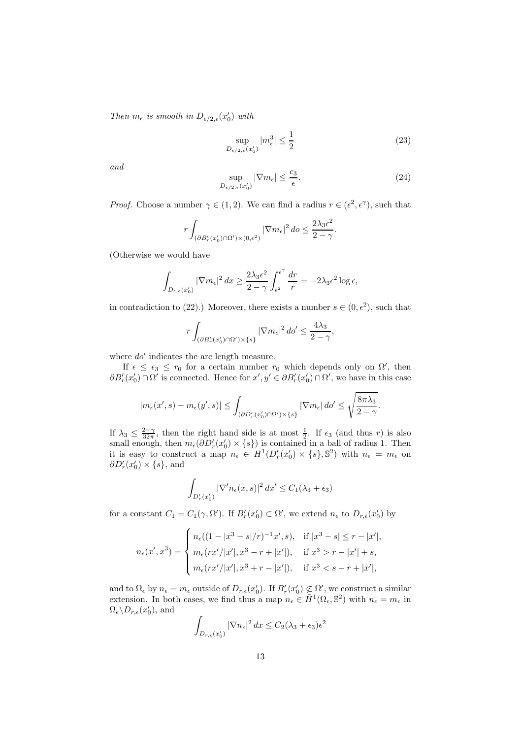*Then $m_\epsilon$ is smooth in $D_{\epsilon/2,\epsilon}(x_0')$ with*

$$\sup_{D_{\epsilon/2,\epsilon}(x_0')} |m_\epsilon^3| \leq \frac{1}{2} \tag{23}$$

*and*

$$\sup_{D_{\epsilon/2,\epsilon}(x_0')} |\nabla m_\epsilon| \leq \frac{c_3}{\epsilon}. \tag{24}$$

*Proof.* Choose a number $\gamma \in (1,2)$. We can find a radius $r \in (\epsilon^2, \epsilon^\gamma)$, such that

$$r \int_{(\partial B_r'(x_0') \cap \Omega') \times (0,\epsilon^2)} |\nabla m_\epsilon|^2 \, do \leq \frac{2\lambda_3 \epsilon^2}{2-\gamma}.$$

(Otherwise we would have

$$\int_{D_{\epsilon,\epsilon}(x_0')} |\nabla m_\epsilon|^2 \, dx \geq \frac{2\lambda_3 \epsilon^2}{2-\gamma} \int_{\epsilon^2}^{\epsilon^\gamma} \frac{dr}{r} = -2\lambda_3 \epsilon^2 \log \epsilon,$$

in contradiction to (22).) Moreover, there exists a number $s \in (0, \epsilon^2)$, such that

$$r \int_{(\partial B_r'(x_0') \cap \Omega') \times \{s\}} |\nabla m_\epsilon|^2 \, do' \leq \frac{4\lambda_3}{2-\gamma},$$

where $do'$ indicates the arc length measure.

If $\epsilon \leq \epsilon_3 \leq r_0$ for a certain number $r_0$ which depends only on $\Omega'$, then $\partial B_r'(x_0') \cap \Omega'$ is connected. Hence for $x', y' \in \partial B_r'(x_0') \cap \Omega'$, we have in this case

$$|m_\epsilon(x', s) - m_\epsilon(y', s)| \leq \int_{(\partial D_r'(x_0') \cap \Omega') \times \{s\}} |\nabla m_\epsilon| \, do' \leq \sqrt{\frac{8\pi\lambda_3}{2-\gamma}}.$$

If $\lambda_3 \leq \frac{2-\gamma}{32\pi}$, then the right hand side is at most $\frac{1}{2}$. If $\epsilon_3$ (and thus $r$) is also small enough, then $m_\epsilon(\partial D_r'(x_0') \times \{s\})$ is contained in a ball of radius 1. Then it is easy to construct a map $n_\epsilon \in H^1(D_r'(x_0') \times \{s\}, \mathbb{S}^2)$ with $n_\epsilon = m_\epsilon$ on $\partial D_r'(x_0') \times \{s\}$, and

$$\int_{D_r'(x_0')} |\nabla' n_\epsilon(x, s)|^2 \, dx' \leq C_1(\lambda_3 + \epsilon_3)$$

for a constant $C_1 = C_1(\gamma, \Omega')$. If $B_r'(x_0') \subset \Omega'$, we extend $n_\epsilon$ to $D_{r,\epsilon}(x_0')$ by

$$n_\epsilon(x', x^3) = \begin{cases} n_\epsilon((1 - |x^3 - s|/r)^{-1} x', s), & \text{if } |x^3 - s| \leq r - |x'|, \\ m_\epsilon(rx'/|x'|, x^3 - r + |x'|), & \text{if } x^3 > r - |x'| + s, \\ m_\epsilon(rx'/|x'|, x^3 + r - |x'|), & \text{if } x^3 < s - r + |x'|, \end{cases}$$

and to $\Omega_\epsilon$ by $n_\epsilon = m_\epsilon$ outside of $D_{r,\epsilon}(x_0')$. If $B_r'(x_0') \not\subset \Omega'$, we construct a similar extension. In both cases, we find thus a map $n_\epsilon \in \bar{H}^1(\Omega_\epsilon, \mathbb{S}^2)$ with $n_\epsilon = m_\epsilon$ in $\Omega_\epsilon \backslash D_{r,\epsilon}(x_0')$, and

$$\int_{D_{r,\epsilon}(x_0')} |\nabla n_\epsilon|^2 \, dx \leq C_2(\lambda_3 + \epsilon_3)\epsilon^2$$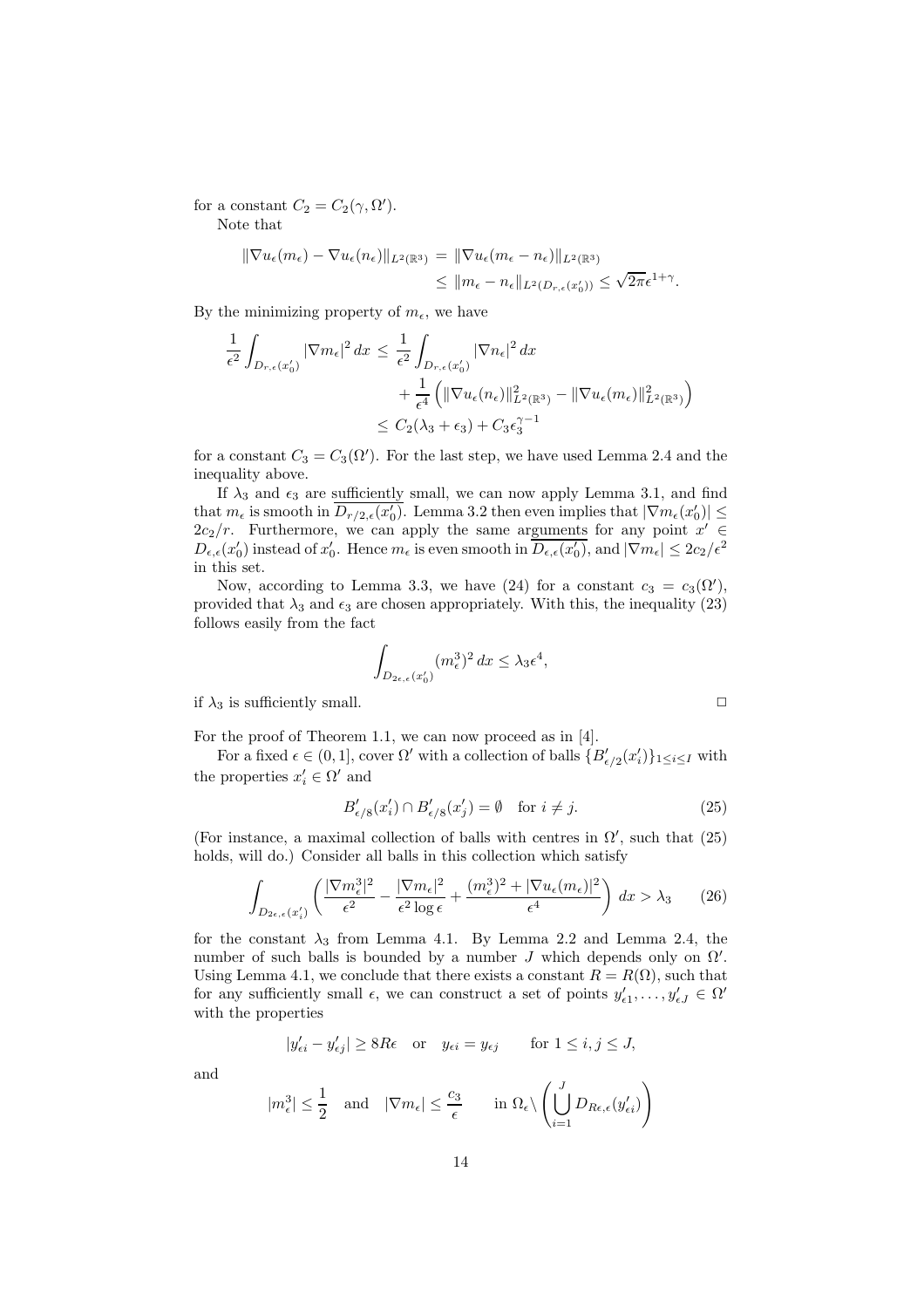for a constant $C_2 = C_2(\gamma, \Omega')$.

Note that

$$\|\nabla u_\epsilon(m_\epsilon) - \nabla u_\epsilon(n_\epsilon)\|_{L^2(\mathbb{R}^3)} = \|\nabla u_\epsilon(m_\epsilon - n_\epsilon)\|_{L^2(\mathbb{R}^3)} \leq \|m_\epsilon - n_\epsilon\|_{L^2(D_{r,\epsilon}(x_0'))} \leq \sqrt{2\pi}\epsilon^{1+\gamma}.$$

By the minimizing property of $m_\epsilon$, we have

$$\begin{aligned}\frac{1}{\epsilon^2}\int_{D_{r,\epsilon}(x_0')} |\nabla m_\epsilon|^2\,dx &\leq \frac{1}{\epsilon^2}\int_{D_{r,\epsilon}(x_0')} |\nabla n_\epsilon|^2\,dx \\ &\quad + \frac{1}{\epsilon^4}\left(\|\nabla u_\epsilon(n_\epsilon)\|^2_{L^2(\mathbb{R}^3)} - \|\nabla u_\epsilon(m_\epsilon)\|^2_{L^2(\mathbb{R}^3)}\right) \\ &\leq C_2(\lambda_3 + \epsilon_3) + C_3\epsilon_3^{\gamma-1}\end{aligned}$$

for a constant $C_3 = C_3(\Omega')$. For the last step, we have used Lemma 2.4 and the inequality above.

If $\lambda_3$ and $\epsilon_3$ are sufficiently small, we can now apply Lemma 3.1, and find that $m_\epsilon$ is smooth in $\overline{D_{r/2,\epsilon}(x_0')}$. Lemma 3.2 then even implies that $|\nabla m_\epsilon(x_0')| \leq 2c_2/r$. Furthermore, we can apply the same arguments for any point $x' \in D_{\epsilon,\epsilon}(x_0')$ instead of $x_0'$. Hence $m_\epsilon$ is even smooth in $\overline{D_{\epsilon,\epsilon}(x_0')}$, and $|\nabla m_\epsilon| \leq 2c_2/\epsilon^2$ in this set.

Now, according to Lemma 3.3, we have (24) for a constant $c_3 = c_3(\Omega')$, provided that $\lambda_3$ and $\epsilon_3$ are chosen appropriately. With this, the inequality (23) follows easily from the fact

$$\int_{D_{2\epsilon,\epsilon}(x_0')} (m_\epsilon^3)^2\,dx \leq \lambda_3\epsilon^4,$$

if $\lambda_3$ is sufficiently small. $\square$

For the proof of Theorem 1.1, we can now proceed as in [4].

For a fixed $\epsilon \in (0,1]$, cover $\Omega'$ with a collection of balls $\{B'_{\epsilon/2}(x_i')\}_{1\leq i\leq I}$ with the properties $x_i' \in \Omega'$ and

$$B'_{\epsilon/8}(x_i') \cap B'_{\epsilon/8}(x_j') = \emptyset \quad \text{for } i \neq j. \tag{25}$$

(For instance, a maximal collection of balls with centres in $\Omega'$, such that (25) holds, will do.) Consider all balls in this collection which satisfy

$$\int_{D_{2\epsilon,\epsilon}(x_i')} \left(\frac{|\nabla m_\epsilon^3|^2}{\epsilon^2} - \frac{|\nabla m_\epsilon|^2}{\epsilon^2\log\epsilon} + \frac{(m_\epsilon^3)^2 + |\nabla u_\epsilon(m_\epsilon)|^2}{\epsilon^4}\right)dx > \lambda_3 \tag{26}$$

for the constant $\lambda_3$ from Lemma 4.1. By Lemma 2.2 and Lemma 2.4, the number of such balls is bounded by a number $J$ which depends only on $\Omega'$. Using Lemma 4.1, we conclude that there exists a constant $R = R(\Omega)$, such that for any sufficiently small $\epsilon$, we can construct a set of points $y'_{\epsilon 1}, \ldots, y'_{\epsilon J} \in \Omega'$ with the properties

$$|y'_{\epsilon i} - y'_{\epsilon j}| \geq 8R\epsilon \quad \text{or} \quad y_{\epsilon i} = y_{\epsilon j} \qquad \text{for } 1 \leq i, j \leq J,$$

and

$$|m_\epsilon^3| \leq \frac{1}{2} \quad \text{and} \quad |\nabla m_\epsilon| \leq \frac{c_3}{\epsilon} \qquad \text{in } \Omega_\epsilon \backslash \left(\bigcup_{i=1}^J D_{R\epsilon,\epsilon}(y'_{\epsilon i})\right)$$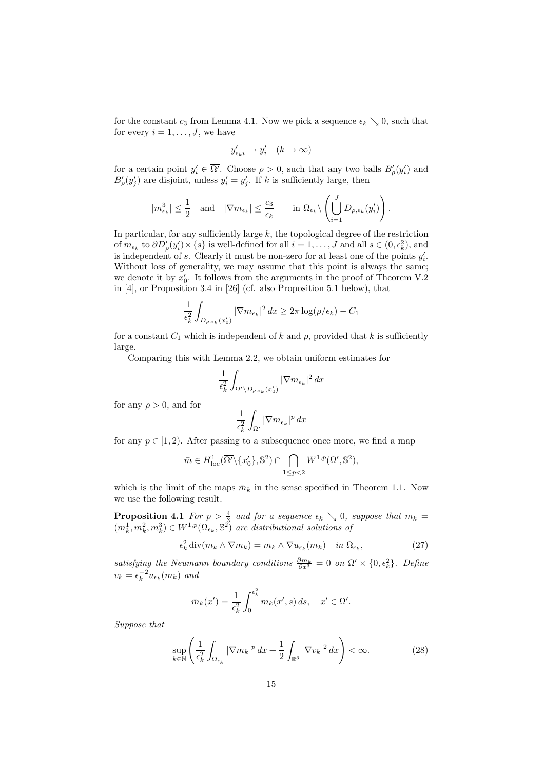for the constant $c_3$ from Lemma 4.1. Now we pick a sequence $\epsilon_k \searrow 0$, such that for every $i = 1, \ldots, J$, we have

$$y'_{\epsilon_k i} \to y'_i \quad (k \to \infty)$$

for a certain point $y'_i \in \overline{\Omega'}$. Choose $\rho > 0$, such that any two balls $B'_\rho(y'_i)$ and $B'_\rho(y'_j)$ are disjoint, unless $y'_i = y'_j$. If $k$ is sufficiently large, then

$$|m^3_{\epsilon_k}| \leq \frac{1}{2} \quad \text{and} \quad |\nabla m_{\epsilon_k}| \leq \frac{c_3}{\epsilon_k} \qquad \text{in } \Omega_{\epsilon_k} \backslash \left( \bigcup_{i=1}^J D_{\rho, \epsilon_k}(y'_i) \right).$$

In particular, for any sufficiently large $k$, the topological degree of the restriction of $m_{\epsilon_k}$ to $\partial D'_\rho(y'_i) \times \{s\}$ is well-defined for all $i = 1, \ldots, J$ and all $s \in (0, \epsilon_k^2)$, and is independent of $s$. Clearly it must be non-zero for at least one of the points $y'_i$. Without loss of generality, we may assume that this point is always the same; we denote it by $x'_0$. It follows from the arguments in the proof of Theorem V.2 in [4], or Proposition 3.4 in [26] (cf. also Proposition 5.1 below), that

$$\frac{1}{\epsilon_k^2} \int_{D_{\rho, \epsilon_k}(x'_0)} |\nabla m_{\epsilon_k}|^2 \, dx \geq 2\pi \log(\rho/\epsilon_k) - C_1$$

for a constant $C_1$ which is independent of $k$ and $\rho$, provided that $k$ is sufficiently large.

Comparing this with Lemma 2.2, we obtain uniform estimates for

$$\frac{1}{\epsilon_k^2} \int_{\Omega' \backslash D_{\rho, \epsilon_k}(x'_0)} |\nabla m_{\epsilon_k}|^2 \, dx$$

for any $\rho > 0$, and for

$$\frac{1}{\epsilon_k^2} \int_{\Omega'} |\nabla m_{\epsilon_k}|^p \, dx$$

for any $p \in [1, 2)$. After passing to a subsequence once more, we find a map

$$\bar{m} \in H^1_{\mathrm{loc}}(\overline{\Omega'} \backslash \{x'_0\}, \mathbb{S}^2) \cap \bigcap_{1 \leq p < 2} W^{1,p}(\Omega', \mathbb{S}^2),$$

which is the limit of the maps $\bar{m}_k$ in the sense specified in Theorem 1.1. Now we use the following result.

**Proposition 4.1** *For $p > \frac{4}{3}$ and for a sequence $\epsilon_k \searrow 0$, suppose that $m_k = (m_k^1, m_k^2, m_k^3) \in W^{1,p}(\Omega_{\epsilon_k}, \mathbb{S}^2)$ are distributional solutions of*

$$\epsilon_k^2 \operatorname{div}(m_k \wedge \nabla m_k) = m_k \wedge \nabla u_{\epsilon_k}(m_k) \quad \text{in } \Omega_{\epsilon_k}, \tag{27}$$

*satisfying the Neumann boundary conditions $\frac{\partial m_k}{\partial x^3} = 0$ on $\Omega' \times \{0, \epsilon_k^2\}$. Define $v_k = \epsilon_k^{-2} u_{\epsilon_k}(m_k)$ and*

$$\bar{m}_k(x') = \frac{1}{\epsilon_k^2} \int_0^{\epsilon_k^2} m_k(x', s) \, ds, \quad x' \in \Omega'.$$

*Suppose that*

$$\sup_{k \in \mathbb{N}} \left( \frac{1}{\epsilon_k^2} \int_{\Omega_{\epsilon_k}} |\nabla m_k|^p \, dx + \frac{1}{2} \int_{\mathbb{R}^3} |\nabla v_k|^2 \, dx \right) < \infty. \tag{28}$$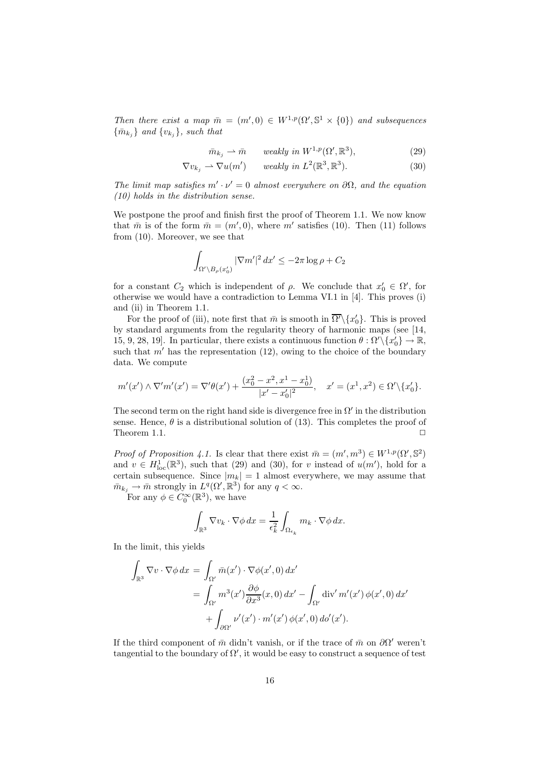*Then there exist a map $\bar{m} = (m', 0) \in W^{1,p}(\Omega', \mathbb{S}^1 \times \{0\})$ and subsequences $\{\bar{m}_{k_j}\}$ and $\{v_{k_j}\}$, such that*

$$\bar{m}_{k_j} \rightharpoonup \bar{m} \qquad \text{weakly in } W^{1,p}(\Omega', \mathbb{R}^3), \tag{29}$$

$$\nabla v_{k_j} \rightharpoonup \nabla u(m') \qquad \text{weakly in } L^2(\mathbb{R}^3, \mathbb{R}^3). \tag{30}$$

*The limit map satisfies $m' \cdot \nu' = 0$ almost everywhere on $\partial\Omega$, and the equation (10) holds in the distribution sense.*

We postpone the proof and finish first the proof of Theorem 1.1. We now know that $\bar{m}$ is of the form $\bar{m} = (m', 0)$, where $m'$ satisfies (10). Then (11) follows from (10). Moreover, we see that

$$\int_{\Omega' \setminus B_\rho(x_0')} |\nabla m'|^2 \, dx' \leq -2\pi \log \rho + C_2$$

for a constant $C_2$ which is independent of $\rho$. We conclude that $x_0' \in \Omega'$, for otherwise we would have a contradiction to Lemma VI.1 in [4]. This proves (i) and (ii) in Theorem 1.1.

For the proof of (iii), note first that $\bar{m}$ is smooth in $\overline{\Omega'} \setminus \{x_0'\}$. This is proved by standard arguments from the regularity theory of harmonic maps (see [14, 15, 9, 28, 19]. In particular, there exists a continuous function $\theta : \Omega' \setminus \{x_0'\} \to \mathbb{R}$, such that $m'$ has the representation (12), owing to the choice of the boundary data. We compute

$$m'(x') \wedge \nabla' m'(x') = \nabla' \theta(x') + \frac{(x_0^2 - x^2, x^1 - x_0^1)}{|x' - x_0'|^2}, \quad x' = (x^1, x^2) \in \Omega' \setminus \{x_0'\}.$$

The second term on the right hand side is divergence free in $\Omega'$ in the distribution sense. Hence, $\theta$ is a distributional solution of (13). This completes the proof of Theorem 1.1. $\square$

*Proof of Proposition 4.1.* Is clear that there exist $\bar{m} = (m', m^3) \in W^{1,p}(\Omega', \mathbb{S}^2)$ and $v \in H^1_{\text{loc}}(\mathbb{R}^3)$, such that (29) and (30), for $v$ instead of $u(m')$, hold for a certain subsequence. Since $|m_k| = 1$ almost everywhere, we may assume that $\bar{m}_{k_j} \to \bar{m}$ strongly in $L^q(\Omega', \mathbb{R}^3)$ for any $q < \infty$.

For any $\phi \in C_0^\infty(\mathbb{R}^3)$, we have

$$\int_{\mathbb{R}^3} \nabla v_k \cdot \nabla \phi \, dx = \frac{1}{\epsilon_k^2} \int_{\Omega_{\epsilon_k}} m_k \cdot \nabla \phi \, dx.$$

In the limit, this yields

$$\begin{aligned}
\int_{\mathbb{R}^3} \nabla v \cdot \nabla \phi \, dx &= \int_{\Omega'} \bar{m}(x') \cdot \nabla \phi(x', 0) \, dx' \\
&= \int_{\Omega'} m^3(x') \frac{\partial \phi}{\partial x^3}(x, 0) \, dx' - \int_{\Omega'} \operatorname{div}' m'(x') \, \phi(x', 0) \, dx' \\
&\quad + \int_{\partial\Omega'} \nu'(x') \cdot m'(x') \, \phi(x', 0) \, do'(x').
\end{aligned}$$

If the third component of $\bar{m}$ didn't vanish, or if the trace of $\bar{m}$ on $\partial\Omega'$ weren't tangential to the boundary of $\Omega'$, it would be easy to construct a sequence of test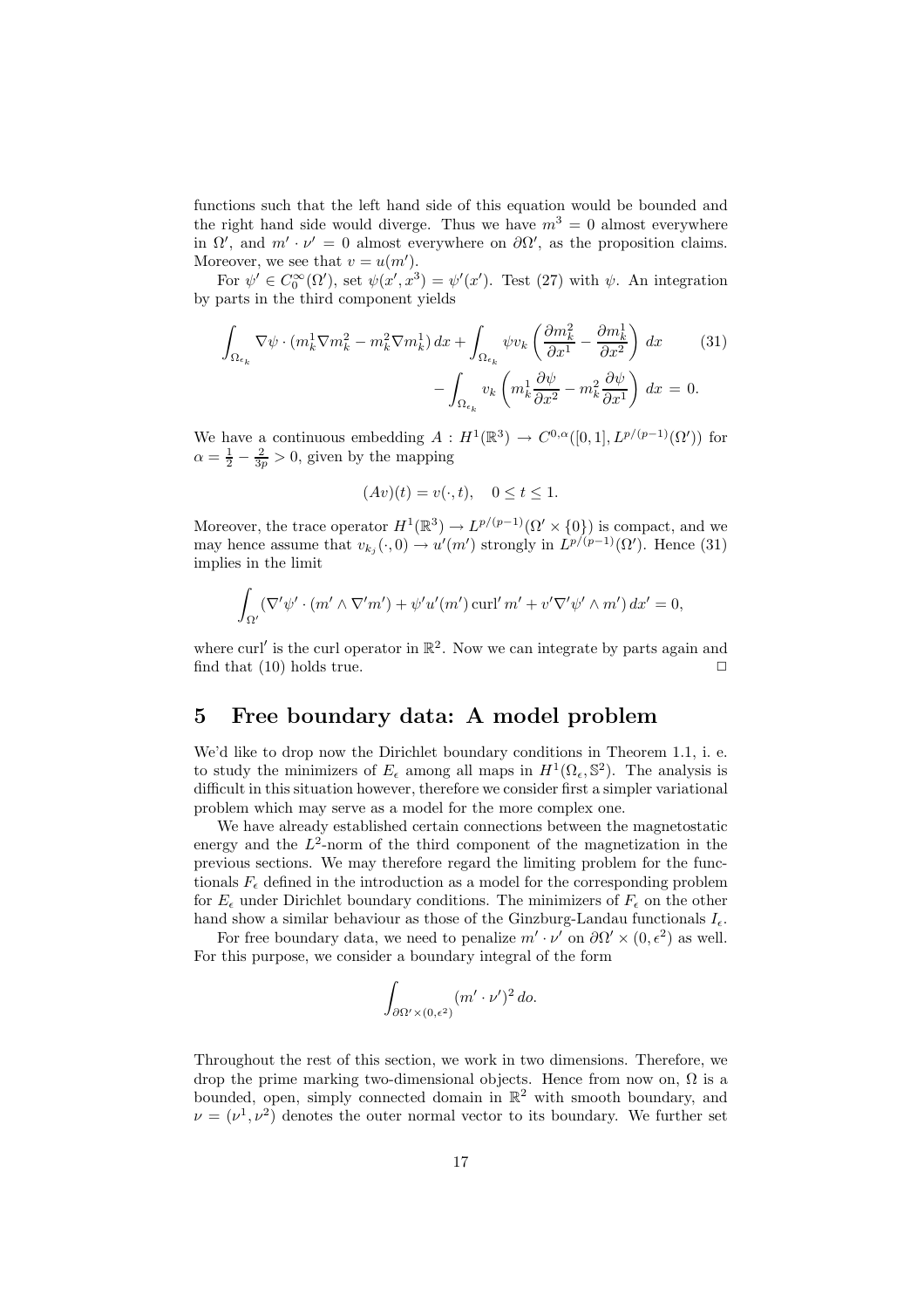functions such that the left hand side of this equation would be bounded and the right hand side would diverge. Thus we have $m^3 = 0$ almost everywhere in $\Omega'$, and $m' \cdot \nu' = 0$ almost everywhere on $\partial\Omega'$, as the proposition claims. Moreover, we see that $v = u(m')$.

For $\psi' \in C_0^\infty(\Omega')$, set $\psi(x', x^3) = \psi'(x')$. Test (27) with $\psi$. An integration by parts in the third component yields

$$\int_{\Omega_{\epsilon_k}} \nabla\psi \cdot (m_k^1 \nabla m_k^2 - m_k^2 \nabla m_k^1)\, dx + \int_{\Omega_{\epsilon_k}} \psi v_k \left( \frac{\partial m_k^2}{\partial x^1} - \frac{\partial m_k^1}{\partial x^2} \right) dx \qquad (31)$$
$$- \int_{\Omega_{\epsilon_k}} v_k \left( m_k^1 \frac{\partial \psi}{\partial x^2} - m_k^2 \frac{\partial \psi}{\partial x^1} \right) dx = 0.$$

We have a continuous embedding $A : H^1(\mathbb{R}^3) \to C^{0,\alpha}([0,1], L^{p/(p-1)}(\Omega'))$ for $\alpha = \frac{1}{2} - \frac{2}{3p} > 0$, given by the mapping

$$(Av)(t) = v(\cdot, t), \quad 0 \le t \le 1.$$

Moreover, the trace operator $H^1(\mathbb{R}^3) \to L^{p/(p-1)}(\Omega' \times \{0\})$ is compact, and we may hence assume that $v_{k_j}(\cdot, 0) \to u'(m')$ strongly in $L^{p/(p-1)}(\Omega')$. Hence (31) implies in the limit

$$\int_{\Omega'} (\nabla'\psi' \cdot (m' \wedge \nabla' m') + \psi' u'(m') \operatorname{curl}' m' + v' \nabla'\psi' \wedge m')\, dx' = 0,$$

where $\operatorname{curl}'$ is the curl operator in $\mathbb{R}^2$. Now we can integrate by parts again and find that (10) holds true. $\square$

## 5 Free boundary data: A model problem

We'd like to drop now the Dirichlet boundary conditions in Theorem 1.1, i. e. to study the minimizers of $E_\epsilon$ among all maps in $H^1(\Omega_\epsilon, \mathbb{S}^2)$. The analysis is difficult in this situation however, therefore we consider first a simpler variational problem which may serve as a model for the more complex one.

We have already established certain connections between the magnetostatic energy and the $L^2$-norm of the third component of the magnetization in the previous sections. We may therefore regard the limiting problem for the functionals $F_\epsilon$ defined in the introduction as a model for the corresponding problem for $E_\epsilon$ under Dirichlet boundary conditions. The minimizers of $F_\epsilon$ on the other hand show a similar behaviour as those of the Ginzburg-Landau functionals $I_\epsilon$.

For free boundary data, we need to penalize $m' \cdot \nu'$ on $\partial\Omega' \times (0, \epsilon^2)$ as well. For this purpose, we consider a boundary integral of the form

$$\int_{\partial\Omega' \times (0,\epsilon^2)} (m' \cdot \nu')^2\, do.$$

Throughout the rest of this section, we work in two dimensions. Therefore, we drop the prime marking two-dimensional objects. Hence from now on, $\Omega$ is a bounded, open, simply connected domain in $\mathbb{R}^2$ with smooth boundary, and $\nu = (\nu^1, \nu^2)$ denotes the outer normal vector to its boundary. We further set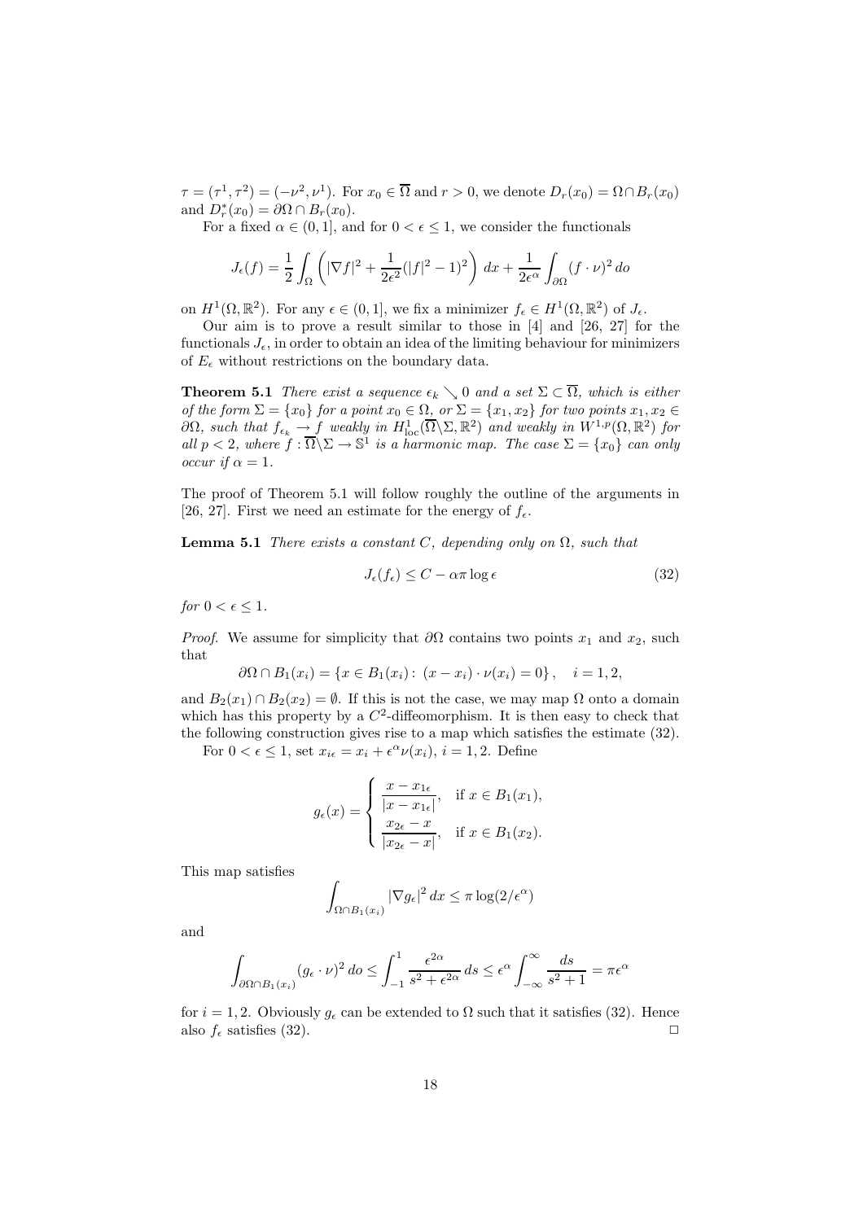$\tau = (\tau^1, \tau^2) = (-\nu^2, \nu^1)$. For $x_0 \in \overline{\Omega}$ and $r > 0$, we denote $D_r(x_0) = \Omega \cap B_r(x_0)$ and $D_r^*(x_0) = \partial\Omega \cap B_r(x_0)$.

For a fixed $\alpha \in (0, 1]$, and for $0 < \epsilon \leq 1$, we consider the functionals

$$J_\epsilon(f) = \frac{1}{2} \int_\Omega \left( |\nabla f|^2 + \frac{1}{2\epsilon^2}(|f|^2 - 1)^2 \right) dx + \frac{1}{2\epsilon^\alpha} \int_{\partial\Omega} (f \cdot \nu)^2 \, do$$

on $H^1(\Omega, \mathbb{R}^2)$. For any $\epsilon \in (0, 1]$, we fix a minimizer $f_\epsilon \in H^1(\Omega, \mathbb{R}^2)$ of $J_\epsilon$.

Our aim is to prove a result similar to those in [4] and [26, 27] for the functionals $J_\epsilon$, in order to obtain an idea of the limiting behaviour for minimizers of $E_\epsilon$ without restrictions on the boundary data.

**Theorem 5.1** *There exist a sequence $\epsilon_k \searrow 0$ and a set $\Sigma \subset \overline{\Omega}$, which is either of the form $\Sigma = \{x_0\}$ for a point $x_0 \in \Omega$, or $\Sigma = \{x_1, x_2\}$ for two points $x_1, x_2 \in \partial\Omega$, such that $f_{\epsilon_k} \to f$ weakly in $H^1_{\mathrm{loc}}(\overline{\Omega} \backslash \Sigma, \mathbb{R}^2)$ and weakly in $W^{1,p}(\Omega, \mathbb{R}^2)$ for all $p < 2$, where $f : \overline{\Omega} \backslash \Sigma \to \mathbb{S}^1$ is a harmonic map. The case $\Sigma = \{x_0\}$ can only occur if $\alpha = 1$.*

The proof of Theorem 5.1 will follow roughly the outline of the arguments in [26, 27]. First we need an estimate for the energy of $f_\epsilon$.

**Lemma 5.1** *There exists a constant $C$, depending only on $\Omega$, such that*

$$J_\epsilon(f_\epsilon) \leq C - \alpha\pi \log \epsilon \tag{32}$$

*for $0 < \epsilon \leq 1$.*

*Proof.* We assume for simplicity that $\partial\Omega$ contains two points $x_1$ and $x_2$, such that

$$\partial\Omega \cap B_1(x_i) = \{x \in B_1(x_i) : \ (x - x_i) \cdot \nu(x_i) = 0\}, \quad i = 1, 2,$$

and $B_2(x_1) \cap B_2(x_2) = \emptyset$. If this is not the case, we may map $\Omega$ onto a domain which has this property by a $C^2$-diffeomorphism. It is then easy to check that the following construction gives rise to a map which satisfies the estimate (32).

For $0 < \epsilon \leq 1$, set $x_{i\epsilon} = x_i + \epsilon^\alpha \nu(x_i)$, $i = 1, 2$. Define

$$g_\epsilon(x) = \begin{cases} \dfrac{x - x_{1\epsilon}}{|x - x_{1\epsilon}|}, & \text{if } x \in B_1(x_1), \\[2mm] \dfrac{x_{2\epsilon} - x}{|x_{2\epsilon} - x|}, & \text{if } x \in B_1(x_2). \end{cases}$$

This map satisfies

$$\int_{\Omega \cap B_1(x_i)} |\nabla g_\epsilon|^2 \, dx \leq \pi \log(2/\epsilon^\alpha)$$

and

$$\int_{\partial\Omega \cap B_1(x_i)} (g_\epsilon \cdot \nu)^2 \, do \leq \int_{-1}^{1} \frac{\epsilon^{2\alpha}}{s^2 + \epsilon^{2\alpha}} \, ds \leq \epsilon^\alpha \int_{-\infty}^{\infty} \frac{ds}{s^2 + 1} = \pi\epsilon^\alpha$$

for $i = 1, 2$. Obviously $g_\epsilon$ can be extended to $\Omega$ such that it satisfies (32). Hence also $f_\epsilon$ satisfies (32). $\square$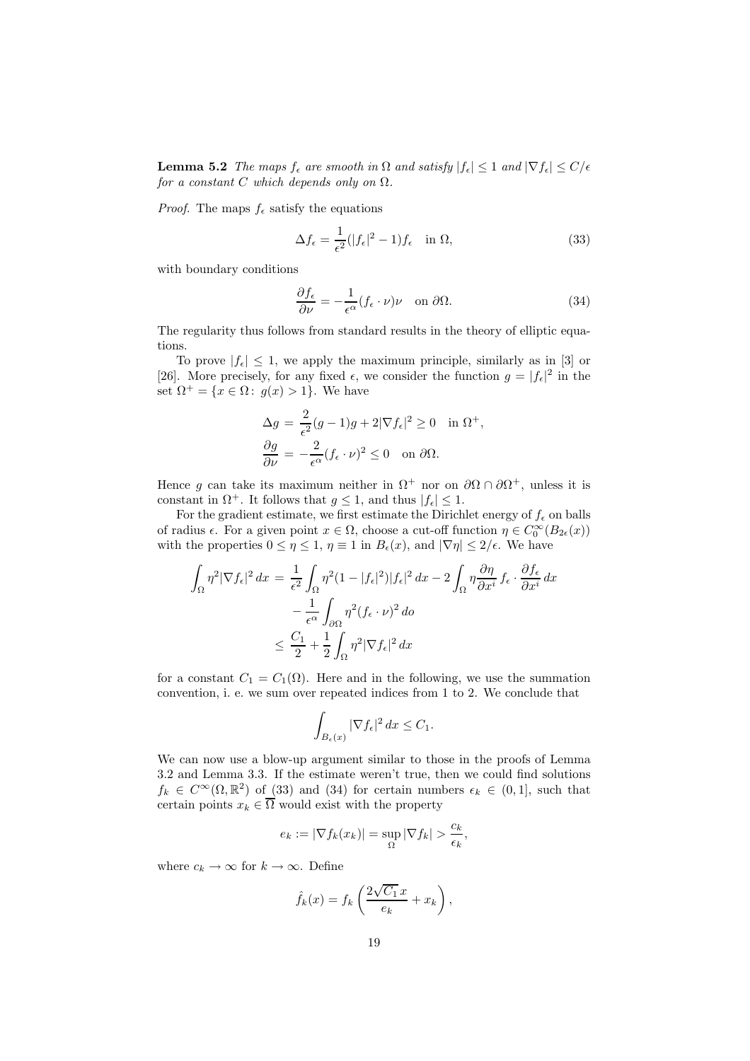**Lemma 5.2** *The maps $f_\epsilon$ are smooth in $\Omega$ and satisfy $|f_\epsilon| \leq 1$ and $|\nabla f_\epsilon| \leq C/\epsilon$ for a constant $C$ which depends only on $\Omega$.*

*Proof.* The maps $f_\epsilon$ satisfy the equations

$$\Delta f_\epsilon = \frac{1}{\epsilon^2}(|f_\epsilon|^2 - 1) f_\epsilon \quad \text{in } \Omega, \tag{33}$$

with boundary conditions

$$\frac{\partial f_\epsilon}{\partial \nu} = -\frac{1}{\epsilon^\alpha}(f_\epsilon \cdot \nu)\nu \quad \text{on } \partial\Omega. \tag{34}$$

The regularity thus follows from standard results in the theory of elliptic equations.

To prove $|f_\epsilon| \leq 1$, we apply the maximum principle, similarly as in [3] or [26]. More precisely, for any fixed $\epsilon$, we consider the function $g = |f_\epsilon|^2$ in the set $\Omega^+ = \{x \in \Omega \colon g(x) > 1\}$. We have

$$\begin{aligned}
\Delta g &= \frac{2}{\epsilon^2}(g-1)g + 2|\nabla f_\epsilon|^2 \geq 0 \quad \text{in } \Omega^+, \\
\frac{\partial g}{\partial \nu} &= -\frac{2}{\epsilon^\alpha}(f_\epsilon \cdot \nu)^2 \leq 0 \quad \text{on } \partial\Omega.
\end{aligned}$$

Hence $g$ can take its maximum neither in $\Omega^+$ nor on $\partial\Omega \cap \partial\Omega^+$, unless it is constant in $\Omega^+$. It follows that $g \leq 1$, and thus $|f_\epsilon| \leq 1$.

For the gradient estimate, we first estimate the Dirichlet energy of $f_\epsilon$ on balls of radius $\epsilon$. For a given point $x \in \Omega$, choose a cut-off function $\eta \in C_0^\infty(B_{2\epsilon}(x))$ with the properties $0 \leq \eta \leq 1$, $\eta \equiv 1$ in $B_\epsilon(x)$, and $|\nabla \eta| \leq 2/\epsilon$. We have

$$\begin{aligned}
\int_\Omega \eta^2 |\nabla f_\epsilon|^2 \, dx &= \frac{1}{\epsilon^2} \int_\Omega \eta^2 (1 - |f_\epsilon|^2)|f_\epsilon|^2 \, dx - 2 \int_\Omega \eta \frac{\partial \eta}{\partial x^i} f_\epsilon \cdot \frac{\partial f_\epsilon}{\partial x^i} \, dx \\
&\quad - \frac{1}{\epsilon^\alpha} \int_{\partial\Omega} \eta^2 (f_\epsilon \cdot \nu)^2 \, do \\
&\leq \frac{C_1}{2} + \frac{1}{2} \int_\Omega \eta^2 |\nabla f_\epsilon|^2 \, dx
\end{aligned}$$

for a constant $C_1 = C_1(\Omega)$. Here and in the following, we use the summation convention, i. e. we sum over repeated indices from 1 to 2. We conclude that

$$\int_{B_\epsilon(x)} |\nabla f_\epsilon|^2 \, dx \leq C_1.$$

We can now use a blow-up argument similar to those in the proofs of Lemma 3.2 and Lemma 3.3. If the estimate weren't true, then we could find solutions $f_k \in C^\infty(\Omega, \mathbb{R}^2)$ of (33) and (34) for certain numbers $\epsilon_k \in (0, 1]$, such that certain points $x_k \in \overline{\Omega}$ would exist with the property

$$e_k := |\nabla f_k(x_k)| = \sup_\Omega |\nabla f_k| > \frac{c_k}{\epsilon_k},$$

where $c_k \to \infty$ for $k \to \infty$. Define

$$\hat{f}_k(x) = f_k\left(\frac{2\sqrt{C_1}\, x}{e_k} + x_k\right),$$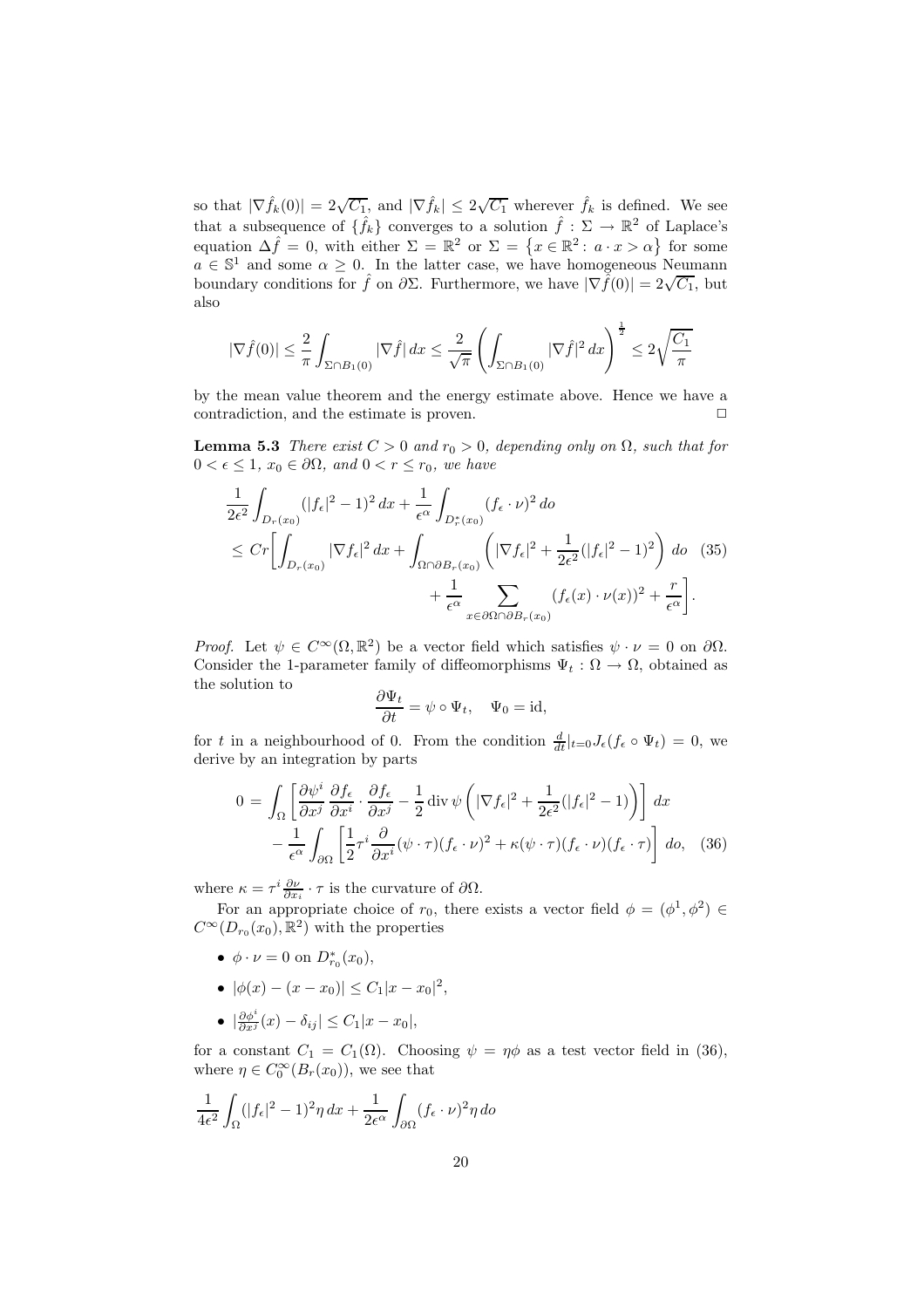so that $|\nabla \hat{f}_k(0)| = 2\sqrt{C_1}$, and $|\nabla \hat{f}_k| \leq 2\sqrt{C_1}$ wherever $\hat{f}_k$ is defined. We see that a subsequence of $\{\hat{f}_k\}$ converges to a solution $\hat{f} : \Sigma \to \mathbb{R}^2$ of Laplace's equation $\Delta \hat{f} = 0$, with either $\Sigma = \mathbb{R}^2$ or $\Sigma = \{x \in \mathbb{R}^2 : a \cdot x > \alpha\}$ for some $a \in \mathbb{S}^1$ and some $\alpha \geq 0$. In the latter case, we have homogeneous Neumann boundary conditions for $\hat{f}$ on $\partial\Sigma$. Furthermore, we have $|\nabla \hat{f}(0)| = 2\sqrt{C_1}$, but also

$$|\nabla \hat{f}(0)| \leq \frac{2}{\pi} \int_{\Sigma \cap B_1(0)} |\nabla \hat{f}| \, dx \leq \frac{2}{\sqrt{\pi}} \left( \int_{\Sigma \cap B_1(0)} |\nabla \hat{f}|^2 \, dx \right)^{\frac{1}{2}} \leq 2\sqrt{\frac{C_1}{\pi}}$$

by the mean value theorem and the energy estimate above. Hence we have a contradiction, and the estimate is proven. $\square$

**Lemma 5.3** *There exist $C > 0$ and $r_0 > 0$, depending only on $\Omega$, such that for $0 < \epsilon \leq 1$, $x_0 \in \partial\Omega$, and $0 < r \leq r_0$, we have*

$$\begin{aligned} &\frac{1}{2\epsilon^2} \int_{D_r(x_0)} (|f_\epsilon|^2 - 1)^2 \, dx + \frac{1}{\epsilon^\alpha} \int_{D_r^*(x_0)} (f_\epsilon \cdot \nu)^2 \, do \\ &\leq Cr \Bigg[ \int_{D_r(x_0)} |\nabla f_\epsilon|^2 \, dx + \int_{\Omega \cap \partial B_r(x_0)} \left( |\nabla f_\epsilon|^2 + \frac{1}{2\epsilon^2}(|f_\epsilon|^2 - 1)^2 \right) do \qquad (35) \\ &\qquad + \frac{1}{\epsilon^\alpha} \sum_{x \in \partial\Omega \cap \partial B_r(x_0)} (f_\epsilon(x) \cdot \nu(x))^2 + \frac{r}{\epsilon^\alpha} \Bigg]. \end{aligned}$$

*Proof.* Let $\psi \in C^\infty(\Omega, \mathbb{R}^2)$ be a vector field which satisfies $\psi \cdot \nu = 0$ on $\partial\Omega$. Consider the 1-parameter family of diffeomorphisms $\Psi_t : \Omega \to \Omega$, obtained as the solution to

$$\frac{\partial \Psi_t}{\partial t} = \psi \circ \Psi_t, \quad \Psi_0 = \mathrm{id},$$

for $t$ in a neighbourhood of 0. From the condition $\frac{d}{dt}|_{t=0} J_\epsilon(f_\epsilon \circ \Psi_t) = 0$, we derive by an integration by parts

$$\begin{aligned} 0 = &\int_\Omega \left[ \frac{\partial \psi^i}{\partial x^j} \frac{\partial f_\epsilon}{\partial x^i} \cdot \frac{\partial f_\epsilon}{\partial x^j} - \frac{1}{2} \operatorname{div} \psi \left( |\nabla f_\epsilon|^2 + \frac{1}{2\epsilon^2}(|f_\epsilon|^2 - 1) \right) \right] dx \\ &- \frac{1}{\epsilon^\alpha} \int_{\partial\Omega} \left[ \frac{1}{2} \tau^i \frac{\partial}{\partial x^i} (\psi \cdot \tau)(f_\epsilon \cdot \nu)^2 + \kappa(\psi \cdot \tau)(f_\epsilon \cdot \nu)(f_\epsilon \cdot \tau) \right] do, \quad (36) \end{aligned}$$

where $\kappa = \tau^i \frac{\partial \nu}{\partial x_i} \cdot \tau$ is the curvature of $\partial\Omega$.

For an appropriate choice of $r_0$, there exists a vector field $\phi = (\phi^1, \phi^2) \in C^\infty(D_{r_0}(x_0), \mathbb{R}^2)$ with the properties

- $\phi \cdot \nu = 0$ on $D_{r_0}^*(x_0)$,
- $|\phi(x) - (x - x_0)| \leq C_1 |x - x_0|^2$,
- $|\frac{\partial \phi^i}{\partial x^j}(x) - \delta_{ij}| \leq C_1 |x - x_0|$,

for a constant $C_1 = C_1(\Omega)$. Choosing $\psi = \eta\phi$ as a test vector field in (36), where $\eta \in C_0^\infty(B_r(x_0))$, we see that

$$\frac{1}{4\epsilon^2} \int_\Omega (|f_\epsilon|^2 - 1)^2 \eta \, dx + \frac{1}{2\epsilon^\alpha} \int_{\partial\Omega} (f_\epsilon \cdot \nu)^2 \eta \, do$$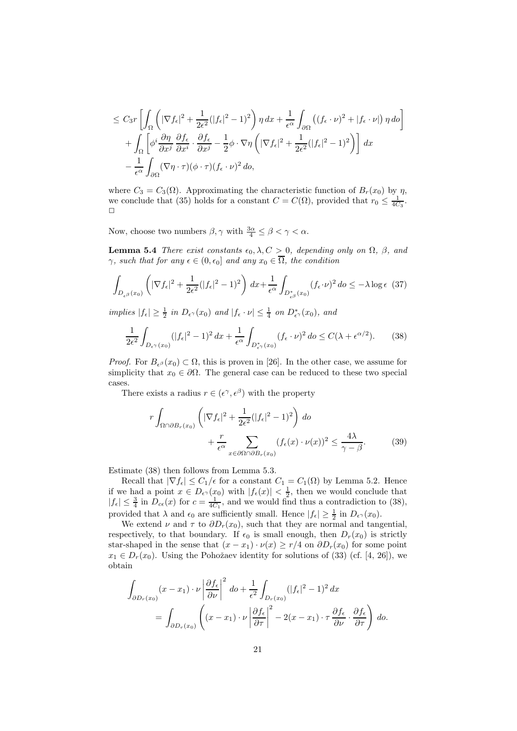$$
\begin{aligned}
&\leq C_3 r \left[ \int_\Omega \left( |\nabla f_\epsilon|^2 + \frac{1}{2\epsilon^2}(|f_\epsilon|^2 - 1)^2 \right) \eta \, dx + \frac{1}{\epsilon^\alpha} \int_{\partial\Omega} \left( (f_\epsilon \cdot \nu)^2 + |f_\epsilon \cdot \nu| \right) \eta \, do \right] \\
&\quad + \int_\Omega \left[ \phi^i \frac{\partial \eta}{\partial x^j} \frac{\partial f_\epsilon}{\partial x^i} \cdot \frac{\partial f_\epsilon}{\partial x^j} - \frac{1}{2} \phi \cdot \nabla \eta \left( |\nabla f_\epsilon|^2 + \frac{1}{2\epsilon^2}(|f_\epsilon|^2 - 1)^2 \right) \right] dx \\
&\quad - \frac{1}{\epsilon^\alpha} \int_{\partial\Omega} (\nabla \eta \cdot \tau)(\phi \cdot \tau)(f_\epsilon \cdot \nu)^2 \, do,
\end{aligned}
$$

where $C_3 = C_3(\Omega)$. Approximating the characteristic function of $B_r(x_0)$ by $\eta$, we conclude that (35) holds for a constant $C = C(\Omega)$, provided that $r_0 \leq \frac{1}{4C_3}$. □

Now, choose two numbers $\beta, \gamma$ with $\frac{3\alpha}{4} \leq \beta < \gamma < \alpha$.

**Lemma 5.4** *There exist constants $\epsilon_0, \lambda, C > 0$, depending only on $\Omega$, $\beta$, and $\gamma$, such that for any $\epsilon \in (0, \epsilon_0]$ and any $x_0 \in \overline{\Omega}$, the condition*

$$
\int_{D_{\epsilon^\beta}(x_0)} \left( |\nabla f_\epsilon|^2 + \frac{1}{2\epsilon^2}(|f_\epsilon|^2 - 1)^2 \right) dx + \frac{1}{\epsilon^\alpha} \int_{D^*_{\epsilon^\beta}(x_0)} (f_\epsilon \cdot \nu)^2 \, do \leq -\lambda \log \epsilon \quad (37)
$$

*implies $|f_\epsilon| \geq \frac{1}{2}$ in $D_{\epsilon^\gamma}(x_0)$ and $|f_\epsilon \cdot \nu| \leq \frac{1}{4}$ on $D^*_{\epsilon^\gamma}(x_0)$, and*

$$
\frac{1}{2\epsilon^2} \int_{D_{\epsilon^\gamma}(x_0)} (|f_\epsilon|^2 - 1)^2 \, dx + \frac{1}{\epsilon^\alpha} \int_{D^*_{\epsilon^\gamma}(x_0)} (f_\epsilon \cdot \nu)^2 \, do \leq C(\lambda + \epsilon^{\alpha/2}). \quad (38)
$$

*Proof.* For $B_{\epsilon^\beta}(x_0) \subset \Omega$, this is proven in [26]. In the other case, we assume for simplicity that $x_0 \in \partial\Omega$. The general case can be reduced to these two special cases.

There exists a radius $r \in (\epsilon^\gamma, \epsilon^\beta)$ with the property

$$
\begin{aligned}
r \int_{\Omega \cap \partial B_r(x_0)} &\left( |\nabla f_\epsilon|^2 + \frac{1}{2\epsilon^2}(|f_\epsilon|^2 - 1)^2 \right) do \\
&+ \frac{r}{\epsilon^\alpha} \sum_{x \in \partial\Omega \cap \partial B_r(x_0)} (f_\epsilon(x) \cdot \nu(x))^2 \leq \frac{4\lambda}{\gamma - \beta}. \quad (39)
\end{aligned}
$$

Estimate (38) then follows from Lemma 5.3.

Recall that $|\nabla f_\epsilon| \leq C_1/\epsilon$ for a constant $C_1 = C_1(\Omega)$ by Lemma 5.2. Hence if we had a point $x \in D_{\epsilon^\gamma}(x_0)$ with $|f_\epsilon(x)| < \frac{1}{2}$, then we would conclude that $|f_\epsilon| \leq \frac{3}{4}$ in $D_{c\epsilon}(x)$ for $c = \frac{1}{4C_1}$, and we would find thus a contradiction to (38), provided that $\lambda$ and $\epsilon_0$ are sufficiently small. Hence $|f_\epsilon| \geq \frac{1}{2}$ in $D_{\epsilon^\gamma}(x_0)$.

We extend $\nu$ and $\tau$ to $\partial D_r(x_0)$, such that they are normal and tangential, respectively, to that boundary. If $\epsilon_0$ is small enough, then $D_r(x_0)$ is strictly star-shaped in the sense that $(x - x_1) \cdot \nu(x) \geq r/4$ on $\partial D_r(x_0)$ for some point $x_1 \in D_r(x_0)$. Using the Pohožaev identity for solutions of (33) (cf. [4, 26]), we obtain

$$
\begin{aligned}
\int_{\partial D_r(x_0)} &(x - x_1) \cdot \nu \left| \frac{\partial f_\epsilon}{\partial \nu} \right|^2 do + \frac{1}{\epsilon^2} \int_{D_r(x_0)} (|f_\epsilon|^2 - 1)^2 \, dx \\
&= \int_{\partial D_r(x_0)} \left( (x - x_1) \cdot \nu \left| \frac{\partial f_\epsilon}{\partial \tau} \right|^2 - 2(x - x_1) \cdot \tau \, \frac{\partial f_\epsilon}{\partial \nu} \cdot \frac{\partial f_\epsilon}{\partial \tau} \right) do.
\end{aligned}
$$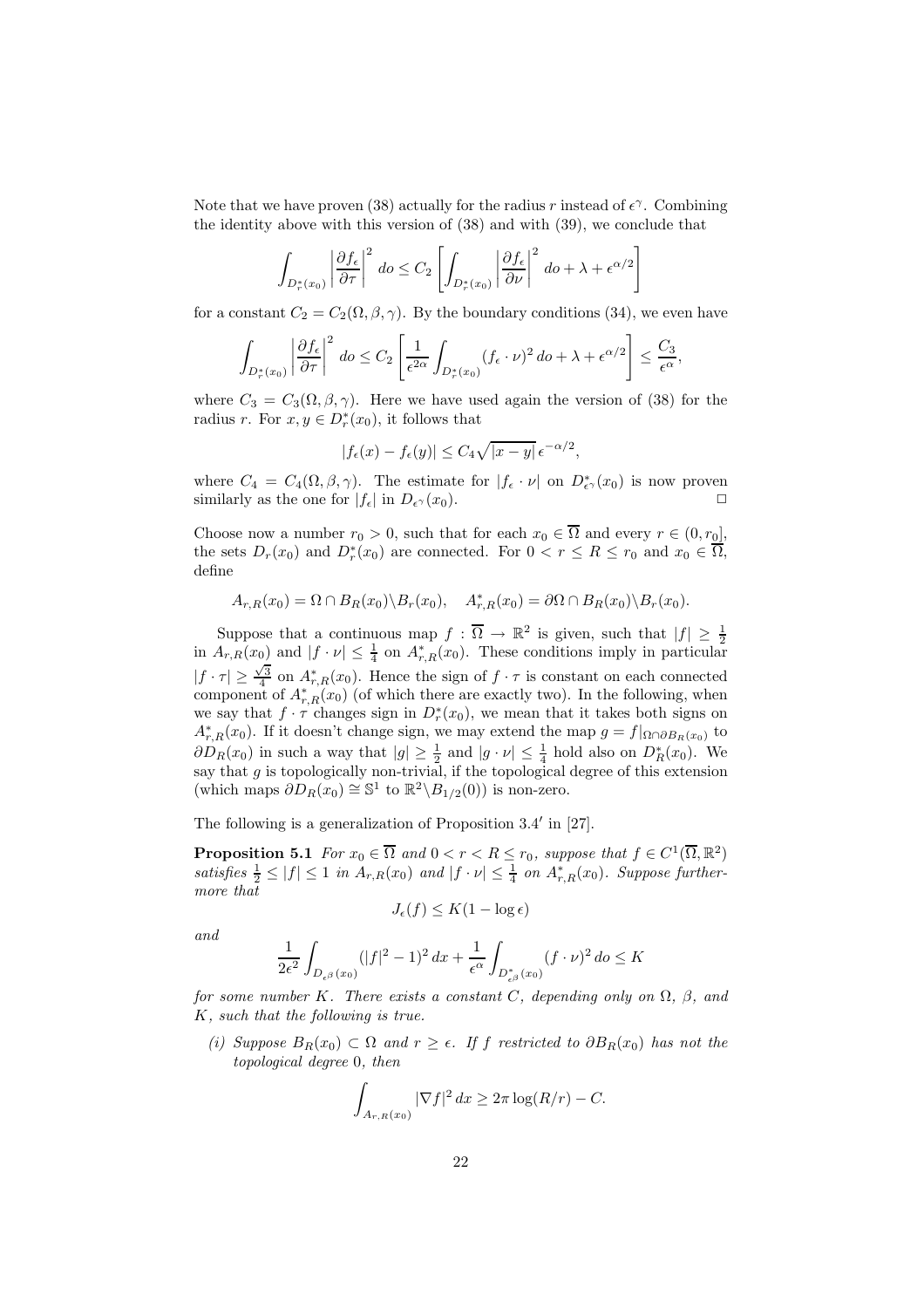Note that we have proven (38) actually for the radius $r$ instead of $\epsilon^\gamma$. Combining the identity above with this version of (38) and with (39), we conclude that

$$\int_{D_r^*(x_0)} \left|\frac{\partial f_\epsilon}{\partial \tau}\right|^2 do \le C_2 \left[\int_{D_r^*(x_0)} \left|\frac{\partial f_\epsilon}{\partial \nu}\right|^2 do + \lambda + \epsilon^{\alpha/2}\right]$$

for a constant $C_2 = C_2(\Omega, \beta, \gamma)$. By the boundary conditions (34), we even have

$$\int_{D_r^*(x_0)} \left|\frac{\partial f_\epsilon}{\partial \tau}\right|^2 do \le C_2 \left[\frac{1}{\epsilon^{2\alpha}} \int_{D_r^*(x_0)} (f_\epsilon \cdot \nu)^2 \, do + \lambda + \epsilon^{\alpha/2}\right] \le \frac{C_3}{\epsilon^\alpha},$$

where $C_3 = C_3(\Omega, \beta, \gamma)$. Here we have used again the version of (38) for the radius $r$. For $x, y \in D_r^*(x_0)$, it follows that

$$|f_\epsilon(x) - f_\epsilon(y)| \le C_4 \sqrt{|x-y|}\, \epsilon^{-\alpha/2},$$

where $C_4 = C_4(\Omega, \beta, \gamma)$. The estimate for $|f_\epsilon \cdot \nu|$ on $D_{\epsilon^\gamma}^*(x_0)$ is now proven similarly as the one for $|f_\epsilon|$ in $D_{\epsilon^\gamma}(x_0)$. $\square$

Choose now a number $r_0 > 0$, such that for each $x_0 \in \overline{\Omega}$ and every $r \in (0, r_0]$, the sets $D_r(x_0)$ and $D_r^*(x_0)$ are connected. For $0 < r \le R \le r_0$ and $x_0 \in \overline{\Omega}$, define

$$A_{r,R}(x_0) = \Omega \cap B_R(x_0) \backslash B_r(x_0), \quad A_{r,R}^*(x_0) = \partial\Omega \cap B_R(x_0) \backslash B_r(x_0).$$

Suppose that a continuous map $f : \overline{\Omega} \to \mathbb{R}^2$ is given, such that $|f| \ge \frac{1}{2}$ in $A_{r,R}(x_0)$ and $|f \cdot \nu| \le \frac{1}{4}$ on $A_{r,R}^*(x_0)$. These conditions imply in particular $|f \cdot \tau| \ge \frac{\sqrt{3}}{4}$ on $A_{r,R}^*(x_0)$. Hence the sign of $f \cdot \tau$ is constant on each connected component of $A_{r,R}^*(x_0)$ (of which there are exactly two). In the following, when we say that $f \cdot \tau$ changes sign in $D_r^*(x_0)$, we mean that it takes both signs on $A_{r,R}^*(x_0)$. If it doesn't change sign, we may extend the map $g = f|_{\Omega \cap \partial B_R(x_0)}$ to $\partial D_R(x_0)$ in such a way that $|g| \ge \frac{1}{2}$ and $|g \cdot \nu| \le \frac{1}{4}$ hold also on $D_R^*(x_0)$. We say that $g$ is topologically non-trivial, if the topological degree of this extension (which maps $\partial D_R(x_0) \cong \mathbb{S}^1$ to $\mathbb{R}^2 \backslash B_{1/2}(0)$) is non-zero.

The following is a generalization of Proposition 3.4′ in [27].

**Proposition 5.1** *For $x_0 \in \overline{\Omega}$ and $0 < r < R \le r_0$, suppose that $f \in C^1(\overline{\Omega}, \mathbb{R}^2)$ satisfies $\frac{1}{2} \le |f| \le 1$ in $A_{r,R}(x_0)$ and $|f \cdot \nu| \le \frac{1}{4}$ on $A_{r,R}^*(x_0)$. Suppose furthermore that*

$$J_\epsilon(f) \le K(1 - \log \epsilon)$$

*and*

$$\frac{1}{2\epsilon^2} \int_{D_{\epsilon^\beta}(x_0)} (|f|^2 - 1)^2 \, dx + \frac{1}{\epsilon^\alpha} \int_{D_{\epsilon^\beta}^*(x_0)} (f \cdot \nu)^2 \, do \le K$$

*for some number $K$. There exists a constant $C$, depending only on $\Omega$, $\beta$, and $K$, such that the following is true.*

*(i) Suppose $B_R(x_0) \subset \Omega$ and $r \ge \epsilon$. If $f$ restricted to $\partial B_R(x_0)$ has not the topological degree 0, then*

$$\int_{A_{r,R}(x_0)} |\nabla f|^2 \, dx \ge 2\pi \log(R/r) - C.$$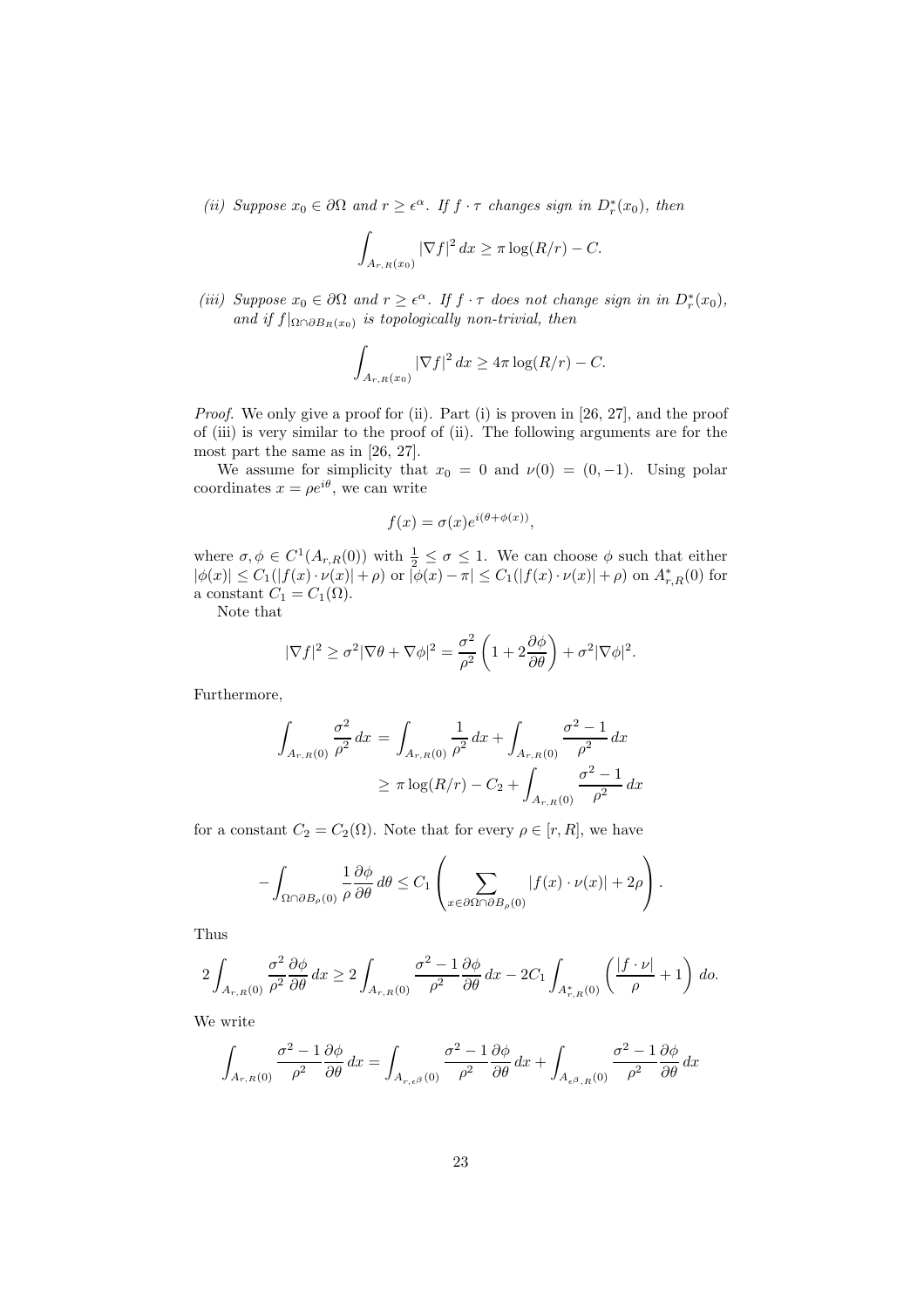*(ii) Suppose $x_0 \in \partial\Omega$ and $r \geq \epsilon^\alpha$. If $f \cdot \tau$ changes sign in $D_r^*(x_0)$, then*

$$\int_{A_{r,R}(x_0)} |\nabla f|^2 \, dx \geq \pi \log(R/r) - C.$$

*(iii) Suppose $x_0 \in \partial\Omega$ and $r \geq \epsilon^\alpha$. If $f \cdot \tau$ does not change sign in in $D_r^*(x_0)$, and if $f|_{\Omega \cap \partial B_R(x_0)}$ is topologically non-trivial, then*

$$\int_{A_{r,R}(x_0)} |\nabla f|^2 \, dx \geq 4\pi \log(R/r) - C.$$

*Proof.* We only give a proof for (ii). Part (i) is proven in [26, 27], and the proof of (iii) is very similar to the proof of (ii). The following arguments are for the most part the same as in [26, 27].

We assume for simplicity that $x_0 = 0$ and $\nu(0) = (0, -1)$. Using polar coordinates $x = \rho e^{i\theta}$, we can write

$$f(x) = \sigma(x) e^{i(\theta + \phi(x))},$$

where $\sigma, \phi \in C^1(A_{r,R}(0))$ with $\frac{1}{2} \leq \sigma \leq 1$. We can choose $\phi$ such that either $|\phi(x)| \leq C_1(|f(x) \cdot \nu(x)| + \rho)$ or $|\phi(x) - \pi| \leq C_1(|f(x) \cdot \nu(x)| + \rho)$ on $A_{r,R}^*(0)$ for a constant $C_1 = C_1(\Omega)$.

Note that

$$|\nabla f|^2 \geq \sigma^2 |\nabla \theta + \nabla \phi|^2 = \frac{\sigma^2}{\rho^2}\left(1 + 2\frac{\partial \phi}{\partial \theta}\right) + \sigma^2 |\nabla \phi|^2.$$

Furthermore,

$$\begin{aligned}
\int_{A_{r,R}(0)} \frac{\sigma^2}{\rho^2} \, dx &= \int_{A_{r,R}(0)} \frac{1}{\rho^2} \, dx + \int_{A_{r,R}(0)} \frac{\sigma^2 - 1}{\rho^2} \, dx \\
&\geq \pi \log(R/r) - C_2 + \int_{A_{r,R}(0)} \frac{\sigma^2 - 1}{\rho^2} \, dx
\end{aligned}$$

for a constant $C_2 = C_2(\Omega)$. Note that for every $\rho \in [r, R]$, we have

$$-\int_{\Omega \cap \partial B_\rho(0)} \frac{1}{\rho} \frac{\partial \phi}{\partial \theta} \, d\theta \leq C_1 \left( \sum_{x \in \partial\Omega \cap \partial B_\rho(0)} |f(x) \cdot \nu(x)| + 2\rho \right).$$

Thus

$$2\int_{A_{r,R}(0)} \frac{\sigma^2}{\rho^2} \frac{\partial \phi}{\partial \theta} \, dx \geq 2\int_{A_{r,R}(0)} \frac{\sigma^2 - 1}{\rho^2} \frac{\partial \phi}{\partial \theta} \, dx - 2C_1 \int_{A_{r,R}^*(0)} \left( \frac{|f \cdot \nu|}{\rho} + 1 \right) do.$$

We write

$$\int_{A_{r,R}(0)} \frac{\sigma^2 - 1}{\rho^2} \frac{\partial \phi}{\partial \theta} \, dx = \int_{A_{r,\epsilon^\beta}(0)} \frac{\sigma^2 - 1}{\rho^2} \frac{\partial \phi}{\partial \theta} \, dx + \int_{A_{\epsilon^\beta,R}(0)} \frac{\sigma^2 - 1}{\rho^2} \frac{\partial \phi}{\partial \theta} \, dx$$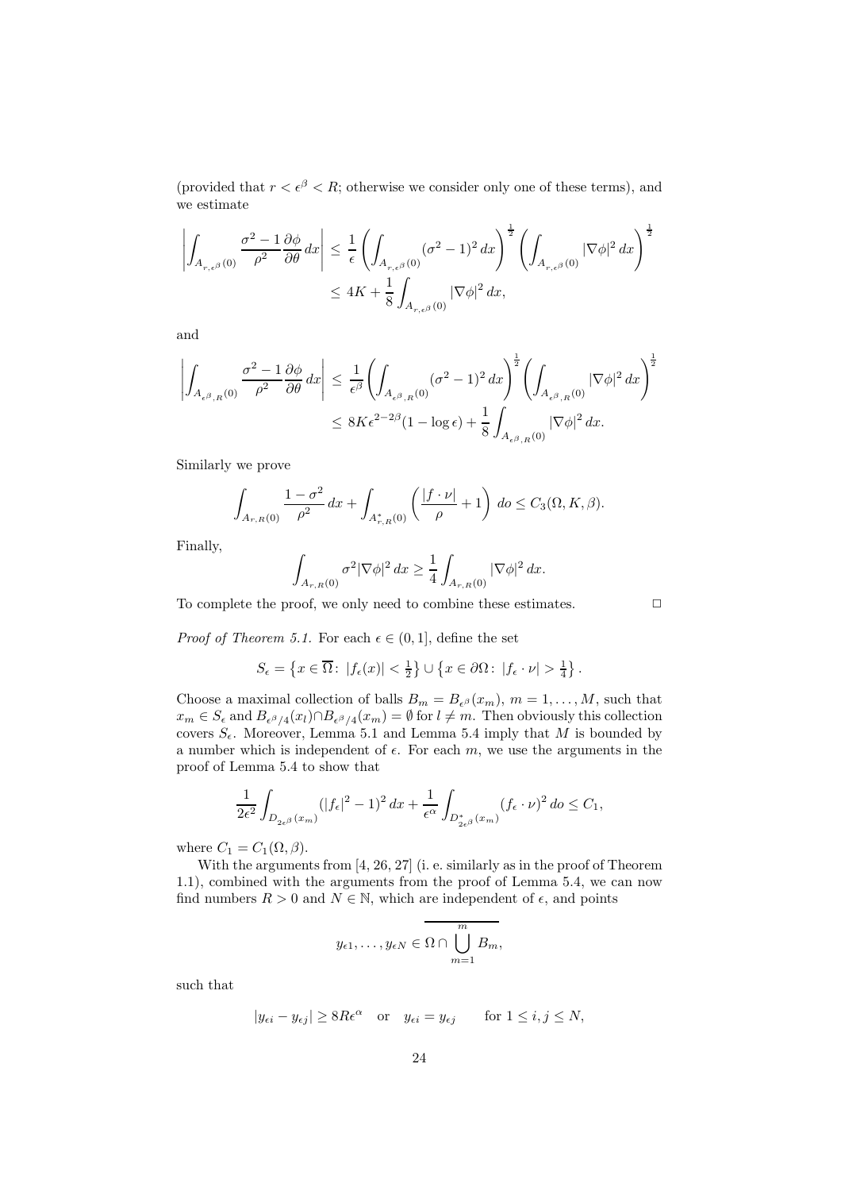(provided that $r < \epsilon^\beta < R$; otherwise we consider only one of these terms), and we estimate

$$\left| \int_{A_{r,\epsilon^\beta}(0)} \frac{\sigma^2 - 1}{\rho^2} \frac{\partial \phi}{\partial \theta} \, dx \right| \leq \frac{1}{\epsilon} \left( \int_{A_{r,\epsilon^\beta}(0)} (\sigma^2 - 1)^2 \, dx \right)^{\frac{1}{2}} \left( \int_{A_{r,\epsilon^\beta}(0)} |\nabla \phi|^2 \, dx \right)^{\frac{1}{2}}$$
$$\leq 4K + \frac{1}{8} \int_{A_{r,\epsilon^\beta}(0)} |\nabla \phi|^2 \, dx,$$

and

$$\left| \int_{A_{\epsilon^\beta,R}(0)} \frac{\sigma^2 - 1}{\rho^2} \frac{\partial \phi}{\partial \theta} \, dx \right| \leq \frac{1}{\epsilon^\beta} \left( \int_{A_{\epsilon^\beta,R}(0)} (\sigma^2 - 1)^2 \, dx \right)^{\frac{1}{2}} \left( \int_{A_{\epsilon^\beta,R}(0)} |\nabla \phi|^2 \, dx \right)^{\frac{1}{2}}$$
$$\leq 8K\epsilon^{2-2\beta}(1 - \log \epsilon) + \frac{1}{8} \int_{A_{\epsilon^\beta,R}(0)} |\nabla \phi|^2 \, dx.$$

Similarly we prove

$$\int_{A_{r,R}(0)} \frac{1 - \sigma^2}{\rho^2} \, dx + \int_{A^*_{r,R}(0)} \left( \frac{|f \cdot \nu|}{\rho} + 1 \right) \, do \leq C_3(\Omega, K, \beta).$$

Finally,

$$\int_{A_{r,R}(0)} \sigma^2 |\nabla \phi|^2 \, dx \geq \frac{1}{4} \int_{A_{r,R}(0)} |\nabla \phi|^2 \, dx.$$

To complete the proof, we only need to combine these estimates. $\square$

*Proof of Theorem 5.1.* For each $\epsilon \in (0, 1]$, define the set

$$S_\epsilon = \left\{ x \in \overline{\Omega} \colon \ |f_\epsilon(x)| < \tfrac{1}{2} \right\} \cup \left\{ x \in \partial\Omega \colon \ |f_\epsilon \cdot \nu| > \tfrac{1}{4} \right\}.$$

Choose a maximal collection of balls $B_m = B_{\epsilon^\beta}(x_m)$, $m = 1, \ldots, M$, such that $x_m \in S_\epsilon$ and $B_{\epsilon^\beta/4}(x_l) \cap B_{\epsilon^\beta/4}(x_m) = \emptyset$ for $l \neq m$. Then obviously this collection covers $S_\epsilon$. Moreover, Lemma 5.1 and Lemma 5.4 imply that $M$ is bounded by a number which is independent of $\epsilon$. For each $m$, we use the arguments in the proof of Lemma 5.4 to show that

$$\frac{1}{2\epsilon^2} \int_{D_{2\epsilon^\beta}(x_m)} (|f_\epsilon|^2 - 1)^2 \, dx + \frac{1}{\epsilon^\alpha} \int_{D^*_{2\epsilon^\beta}(x_m)} (f_\epsilon \cdot \nu)^2 \, do \leq C_1,$$

where $C_1 = C_1(\Omega, \beta)$.

With the arguments from [4, 26, 27] (i. e. similarly as in the proof of Theorem 1.1), combined with the arguments from the proof of Lemma 5.4, we can now find numbers $R > 0$ and $N \in \mathbb{N}$, which are independent of $\epsilon$, and points

$$y_{\epsilon 1}, \ldots, y_{\epsilon N} \in \overline{\Omega \cap \bigcup_{m=1}^{m} B_m},$$

such that

$$|y_{\epsilon i} - y_{\epsilon j}| \geq 8R\epsilon^\alpha \quad \text{or} \quad y_{\epsilon i} = y_{\epsilon j} \qquad \text{for } 1 \leq i, j \leq N,$$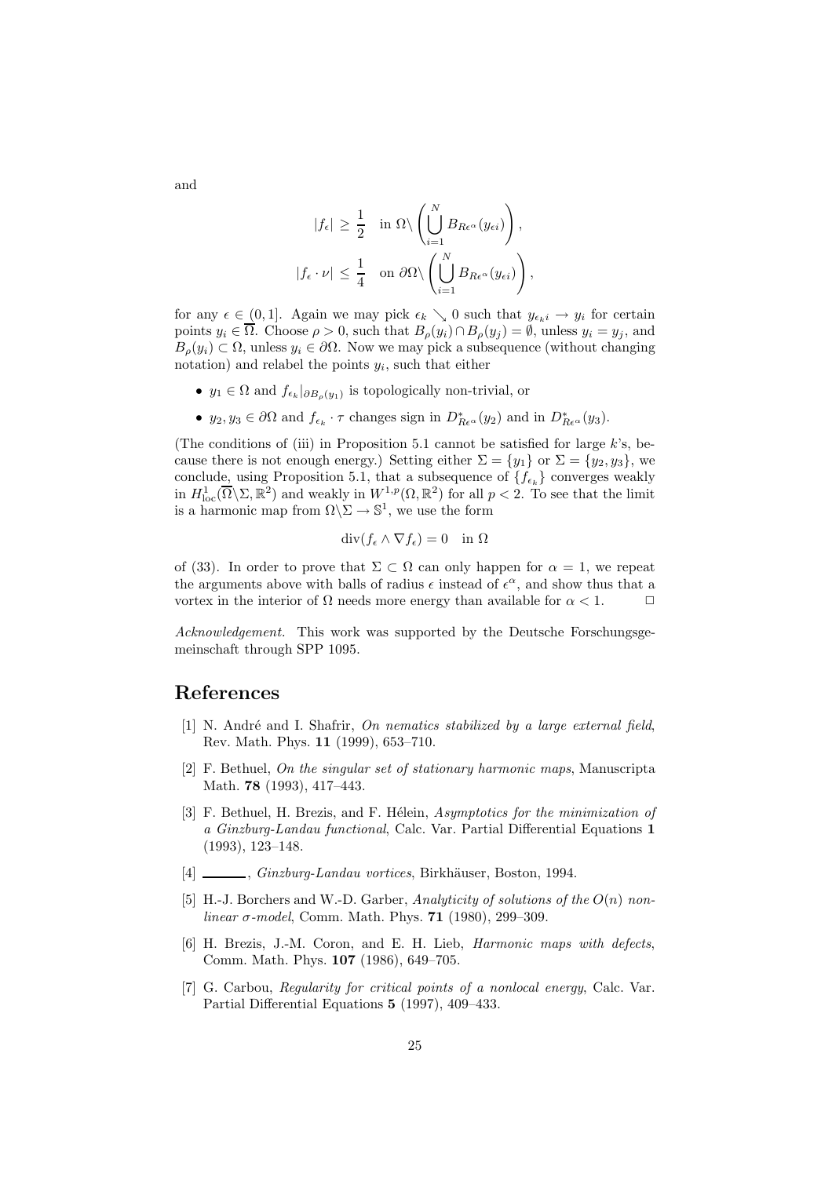and

$$|f_\epsilon| \geq \frac{1}{2} \quad \text{in } \Omega \backslash \left( \bigcup_{i=1}^{N} B_{R\epsilon^\alpha}(y_{\epsilon i}) \right),$$

$$|f_\epsilon \cdot \nu| \leq \frac{1}{4} \quad \text{on } \partial\Omega \backslash \left( \bigcup_{i=1}^{N} B_{R\epsilon^\alpha}(y_{\epsilon i}) \right),$$

for any $\epsilon \in (0, 1]$. Again we may pick $\epsilon_k \searrow 0$ such that $y_{\epsilon_k i} \to y_i$ for certain points $y_i \in \overline{\Omega}$. Choose $\rho > 0$, such that $B_\rho(y_i) \cap B_\rho(y_j) = \emptyset$, unless $y_i = y_j$, and $B_\rho(y_i) \subset \Omega$, unless $y_i \in \partial\Omega$. Now we may pick a subsequence (without changing notation) and relabel the points $y_i$, such that either

- $y_1 \in \Omega$ and $f_{\epsilon_k}|_{\partial B_\rho(y_1)}$ is topologically non-trivial, or
- $y_2, y_3 \in \partial\Omega$ and $f_{\epsilon_k} \cdot \tau$ changes sign in $D^*_{R\epsilon^\alpha}(y_2)$ and in $D^*_{R\epsilon^\alpha}(y_3)$.

(The conditions of (iii) in Proposition 5.1 cannot be satisfied for large $k$'s, because there is not enough energy.) Setting either $\Sigma = \{y_1\}$ or $\Sigma = \{y_2, y_3\}$, we conclude, using Proposition 5.1, that a subsequence of $\{f_{\epsilon_k}\}$ converges weakly in $H^1_{\text{loc}}(\overline{\Omega} \backslash \Sigma, \mathbb{R}^2)$ and weakly in $W^{1,p}(\Omega, \mathbb{R}^2)$ for all $p < 2$. To see that the limit is a harmonic map from $\Omega \backslash \Sigma \to \mathbb{S}^1$, we use the form

$$\operatorname{div}(f_\epsilon \wedge \nabla f_\epsilon) = 0 \quad \text{in } \Omega$$

of (33). In order to prove that $\Sigma \subset \Omega$ can only happen for $\alpha = 1$, we repeat the arguments above with balls of radius $\epsilon$ instead of $\epsilon^\alpha$, and show thus that a vortex in the interior of $\Omega$ needs more energy than available for $\alpha < 1$. $\Box$

*Acknowledgement.* This work was supported by the Deutsche Forschungsgemeinschaft through SPP 1095.

# References

[1] N. André and I. Shafrir, *On nematics stabilized by a large external field*, Rev. Math. Phys. **11** (1999), 653–710.

[2] F. Bethuel, *On the singular set of stationary harmonic maps*, Manuscripta Math. **78** (1993), 417–443.

[3] F. Bethuel, H. Brezis, and F. Hélein, *Asymptotics for the minimization of a Ginzburg-Landau functional*, Calc. Var. Partial Differential Equations **1** (1993), 123–148.

[4] ______, *Ginzburg-Landau vortices*, Birkhäuser, Boston, 1994.

[5] H.-J. Borchers and W.-D. Garber, *Analyticity of solutions of the $O(n)$ nonlinear $\sigma$-model*, Comm. Math. Phys. **71** (1980), 299–309.

[6] H. Brezis, J.-M. Coron, and E. H. Lieb, *Harmonic maps with defects*, Comm. Math. Phys. **107** (1986), 649–705.

[7] G. Carbou, *Regularity for critical points of a nonlocal energy*, Calc. Var. Partial Differential Equations **5** (1997), 409–433.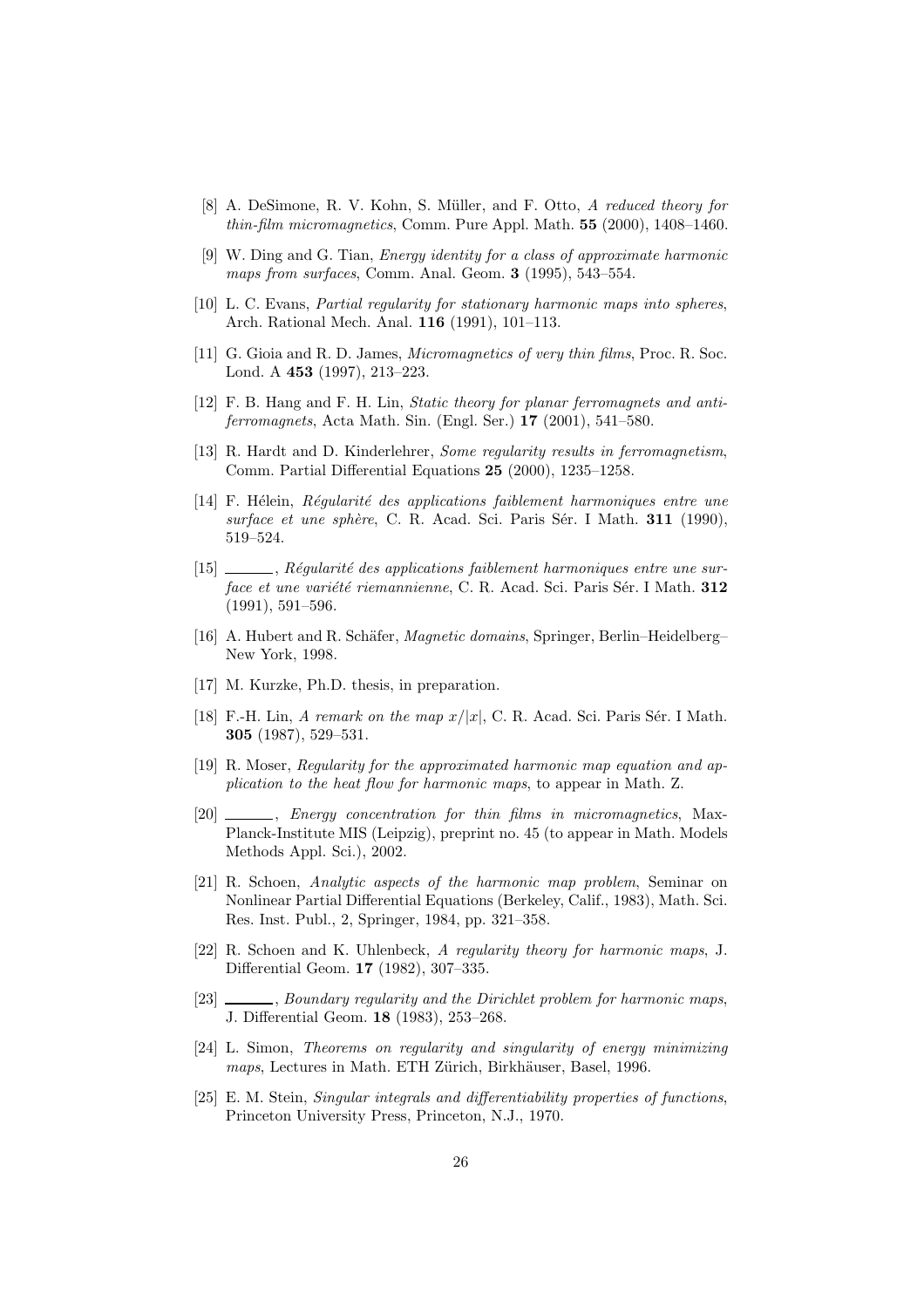[8] A. DeSimone, R. V. Kohn, S. Müller, and F. Otto, *A reduced theory for thin-film micromagnetics*, Comm. Pure Appl. Math. **55** (2000), 1408–1460.

[9] W. Ding and G. Tian, *Energy identity for a class of approximate harmonic maps from surfaces*, Comm. Anal. Geom. **3** (1995), 543–554.

[10] L. C. Evans, *Partial regularity for stationary harmonic maps into spheres*, Arch. Rational Mech. Anal. **116** (1991), 101–113.

[11] G. Gioia and R. D. James, *Micromagnetics of very thin films*, Proc. R. Soc. Lond. A **453** (1997), 213–223.

[12] F. B. Hang and F. H. Lin, *Static theory for planar ferromagnets and antiferromagnets*, Acta Math. Sin. (Engl. Ser.) **17** (2001), 541–580.

[13] R. Hardt and D. Kinderlehrer, *Some regularity results in ferromagnetism*, Comm. Partial Differential Equations **25** (2000), 1235–1258.

[14] F. Hélein, *Régularité des applications faiblement harmoniques entre une surface et une sphère*, C. R. Acad. Sci. Paris Sér. I Math. **311** (1990), 519–524.

[15] ______, *Régularité des applications faiblement harmoniques entre une surface et une variété riemannienne*, C. R. Acad. Sci. Paris Sér. I Math. **312** (1991), 591–596.

[16] A. Hubert and R. Schäfer, *Magnetic domains*, Springer, Berlin–Heidelberg–New York, 1998.

[17] M. Kurzke, Ph.D. thesis, in preparation.

[18] F.-H. Lin, *A remark on the map $x/|x|$*, C. R. Acad. Sci. Paris Sér. I Math. **305** (1987), 529–531.

[19] R. Moser, *Regularity for the approximated harmonic map equation and application to the heat flow for harmonic maps*, to appear in Math. Z.

[20] ______, *Energy concentration for thin films in micromagnetics*, Max-Planck-Institute MIS (Leipzig), preprint no. 45 (to appear in Math. Models Methods Appl. Sci.), 2002.

[21] R. Schoen, *Analytic aspects of the harmonic map problem*, Seminar on Nonlinear Partial Differential Equations (Berkeley, Calif., 1983), Math. Sci. Res. Inst. Publ., 2, Springer, 1984, pp. 321–358.

[22] R. Schoen and K. Uhlenbeck, *A regularity theory for harmonic maps*, J. Differential Geom. **17** (1982), 307–335.

[23] ______, *Boundary regularity and the Dirichlet problem for harmonic maps*, J. Differential Geom. **18** (1983), 253–268.

[24] L. Simon, *Theorems on regularity and singularity of energy minimizing maps*, Lectures in Math. ETH Zürich, Birkhäuser, Basel, 1996.

[25] E. M. Stein, *Singular integrals and differentiability properties of functions*, Princeton University Press, Princeton, N.J., 1970.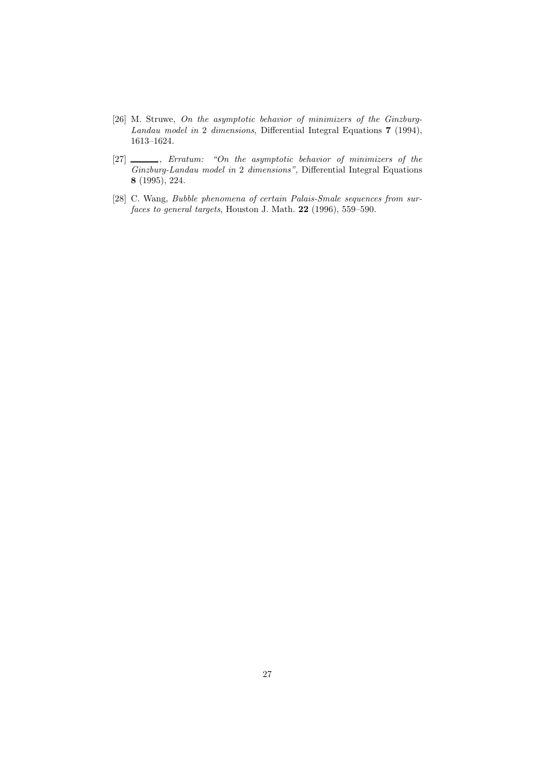[26] M. Struwe, *On the asymptotic behavior of minimizers of the Ginzburg-Landau model in* 2 *dimensions*, Differential Integral Equations **7** (1994), 1613–1624.

[27] ______, *Erratum: "On the asymptotic behavior of minimizers of the Ginzburg-Landau model in* 2 *dimensions"*, Differential Integral Equations **8** (1995), 224.

[28] C. Wang, *Bubble phenomena of certain Palais-Smale sequences from surfaces to general targets*, Houston J. Math. **22** (1996), 559–590.